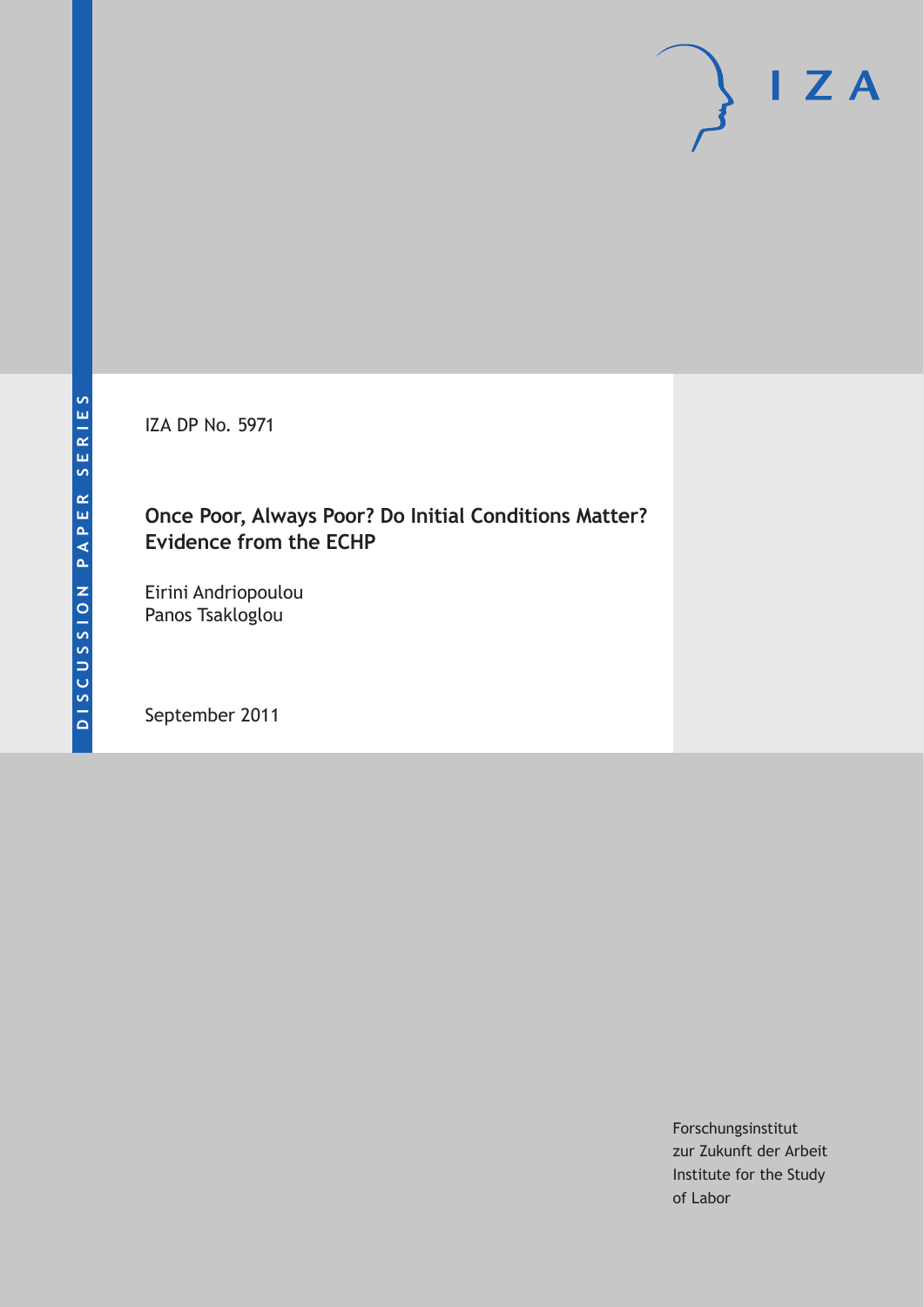IZA DP No. 5971

# Once Poor, Always Poor? Do Initial Conditions Matter? Evidence from the ECHP

Eirini Andriopoulou
Panos Tsakloglou

September 2011

Forschungsinstitut
zur Zukunft der Arbeit
Institute for the Study
of Labor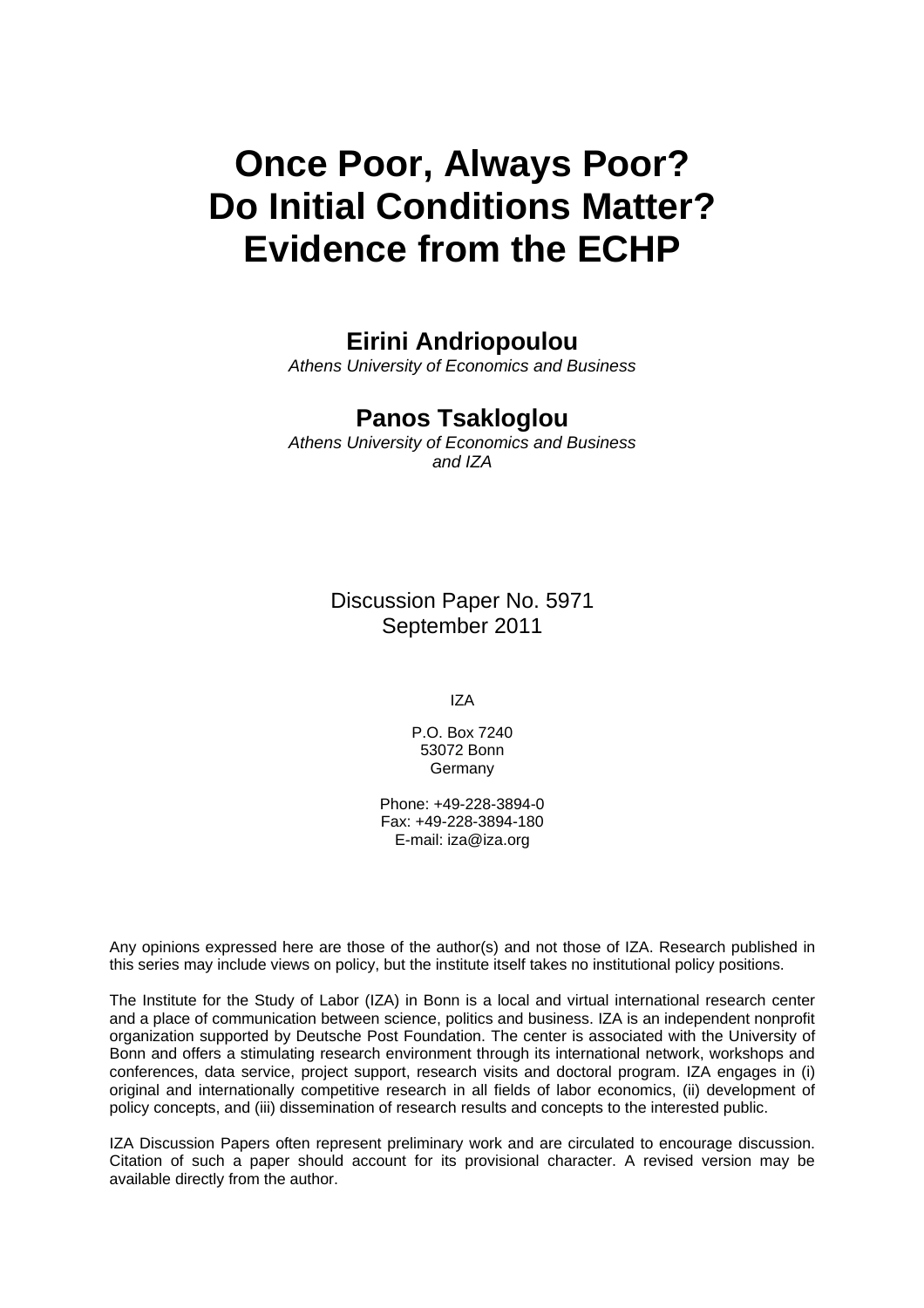# Once Poor, Always Poor? Do Initial Conditions Matter? Evidence from the ECHP

**Eirini Andriopoulou**
*Athens University of Economics and Business*

**Panos Tsakloglou**
*Athens University of Economics and Business and IZA*

Discussion Paper No. 5971
September 2011

IZA

P.O. Box 7240
53072 Bonn
Germany

Phone: +49-228-3894-0
Fax: +49-228-3894-180
E-mail: iza@iza.org

Any opinions expressed here are those of the author(s) and not those of IZA. Research published in this series may include views on policy, but the institute itself takes no institutional policy positions.

The Institute for the Study of Labor (IZA) in Bonn is a local and virtual international research center and a place of communication between science, politics and business. IZA is an independent nonprofit organization supported by Deutsche Post Foundation. The center is associated with the University of Bonn and offers a stimulating research environment through its international network, workshops and conferences, data service, project support, research visits and doctoral program. IZA engages in (i) original and internationally competitive research in all fields of labor economics, (ii) development of policy concepts, and (iii) dissemination of research results and concepts to the interested public.

IZA Discussion Papers often represent preliminary work and are circulated to encourage discussion. Citation of such a paper should account for its provisional character. A revised version may be available directly from the author.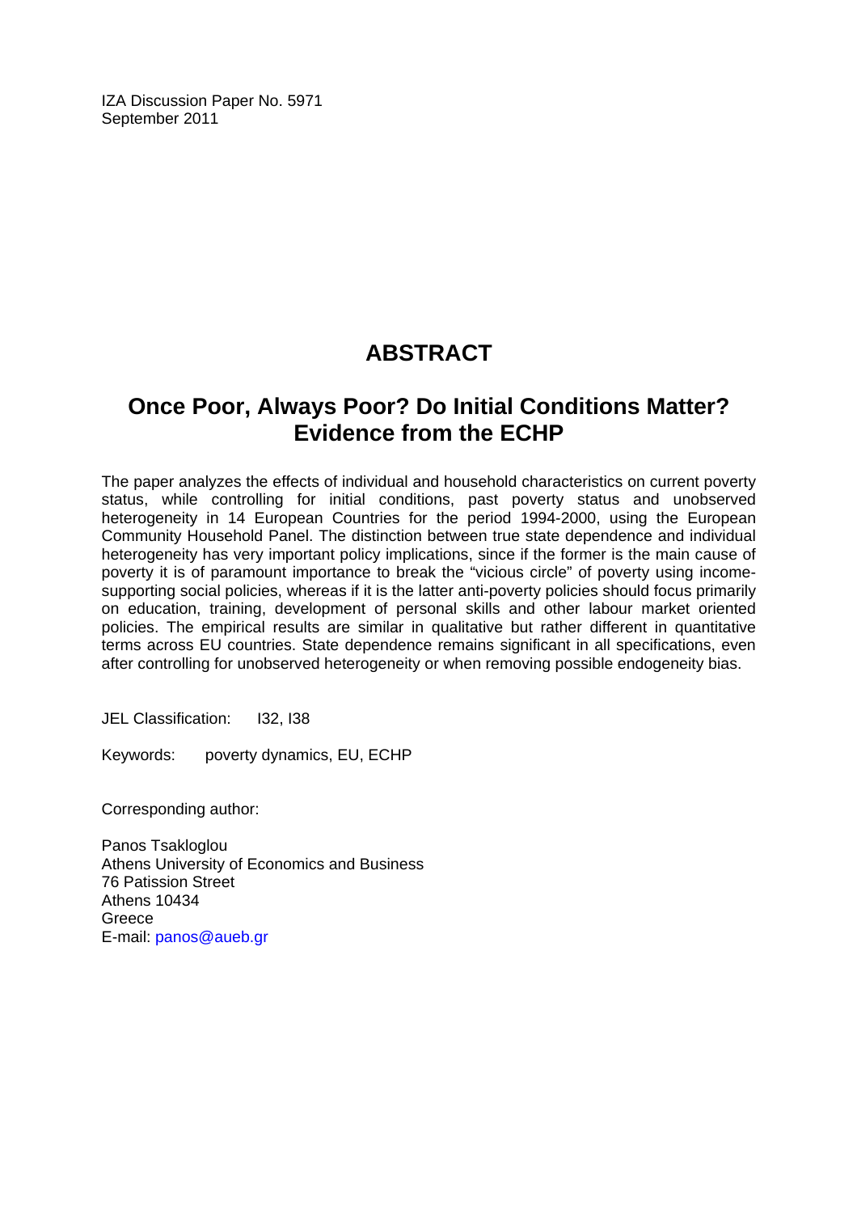IZA Discussion Paper No. 5971
September 2011

# ABSTRACT

## Once Poor, Always Poor? Do Initial Conditions Matter? Evidence from the ECHP

The paper analyzes the effects of individual and household characteristics on current poverty status, while controlling for initial conditions, past poverty status and unobserved heterogeneity in 14 European Countries for the period 1994-2000, using the European Community Household Panel. The distinction between true state dependence and individual heterogeneity has very important policy implications, since if the former is the main cause of poverty it is of paramount importance to break the "vicious circle" of poverty using income-supporting social policies, whereas if it is the latter anti-poverty policies should focus primarily on education, training, development of personal skills and other labour market oriented policies. The empirical results are similar in qualitative but rather different in quantitative terms across EU countries. State dependence remains significant in all specifications, even after controlling for unobserved heterogeneity or when removing possible endogeneity bias.

JEL Classification: I32, I38

Keywords: poverty dynamics, EU, ECHP

Corresponding author:

Panos Tsakloglou
Athens University of Economics and Business
76 Patission Street
Athens 10434
Greece
E-mail: panos@aueb.gr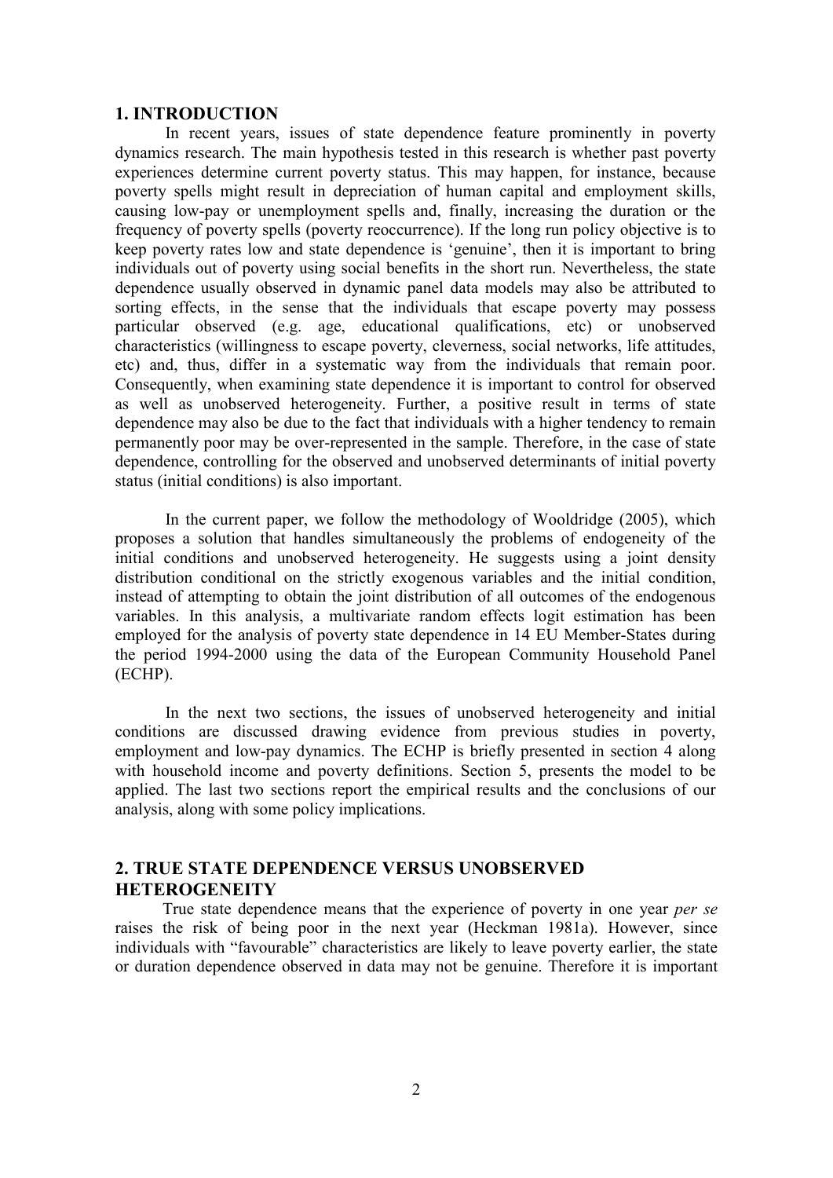## 1. INTRODUCTION

In recent years, issues of state dependence feature prominently in poverty dynamics research. The main hypothesis tested in this research is whether past poverty experiences determine current poverty status. This may happen, for instance, because poverty spells might result in depreciation of human capital and employment skills, causing low-pay or unemployment spells and, finally, increasing the duration or the frequency of poverty spells (poverty reoccurrence). If the long run policy objective is to keep poverty rates low and state dependence is 'genuine', then it is important to bring individuals out of poverty using social benefits in the short run. Nevertheless, the state dependence usually observed in dynamic panel data models may also be attributed to sorting effects, in the sense that the individuals that escape poverty may possess particular observed (e.g. age, educational qualifications, etc) or unobserved characteristics (willingness to escape poverty, cleverness, social networks, life attitudes, etc) and, thus, differ in a systematic way from the individuals that remain poor. Consequently, when examining state dependence it is important to control for observed as well as unobserved heterogeneity. Further, a positive result in terms of state dependence may also be due to the fact that individuals with a higher tendency to remain permanently poor may be over-represented in the sample. Therefore, in the case of state dependence, controlling for the observed and unobserved determinants of initial poverty status (initial conditions) is also important.

In the current paper, we follow the methodology of Wooldridge (2005), which proposes a solution that handles simultaneously the problems of endogeneity of the initial conditions and unobserved heterogeneity. He suggests using a joint density distribution conditional on the strictly exogenous variables and the initial condition, instead of attempting to obtain the joint distribution of all outcomes of the endogenous variables. In this analysis, a multivariate random effects logit estimation has been employed for the analysis of poverty state dependence in 14 EU Member-States during the period 1994-2000 using the data of the European Community Household Panel (ECHP).

In the next two sections, the issues of unobserved heterogeneity and initial conditions are discussed drawing evidence from previous studies in poverty, employment and low-pay dynamics. The ECHP is briefly presented in section 4 along with household income and poverty definitions. Section 5, presents the model to be applied. The last two sections report the empirical results and the conclusions of our analysis, along with some policy implications.

## 2. TRUE STATE DEPENDENCE VERSUS UNOBSERVED HETEROGENEITY

True state dependence means that the experience of poverty in one year *per se* raises the risk of being poor in the next year (Heckman 1981a). However, since individuals with "favourable" characteristics are likely to leave poverty earlier, the state or duration dependence observed in data may not be genuine. Therefore it is important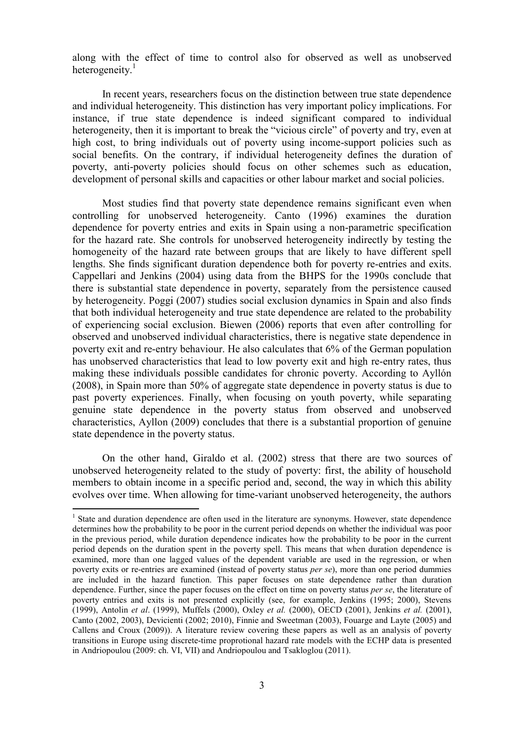along with the effect of time to control also for observed as well as unobserved heterogeneity.[1]

In recent years, researchers focus on the distinction between true state dependence and individual heterogeneity. This distinction has very important policy implications. For instance, if true state dependence is indeed significant compared to individual heterogeneity, then it is important to break the "vicious circle" of poverty and try, even at high cost, to bring individuals out of poverty using income-support policies such as social benefits. On the contrary, if individual heterogeneity defines the duration of poverty, anti-poverty policies should focus on other schemes such as education, development of personal skills and capacities or other labour market and social policies.

Most studies find that poverty state dependence remains significant even when controlling for unobserved heterogeneity. Canto (1996) examines the duration dependence for poverty entries and exits in Spain using a non-parametric specification for the hazard rate. She controls for unobserved heterogeneity indirectly by testing the homogeneity of the hazard rate between groups that are likely to have different spell lengths. She finds significant duration dependence both for poverty re-entries and exits. Cappellari and Jenkins (2004) using data from the BHPS for the 1990s conclude that there is substantial state dependence in poverty, separately from the persistence caused by heterogeneity. Poggi (2007) studies social exclusion dynamics in Spain and also finds that both individual heterogeneity and true state dependence are related to the probability of experiencing social exclusion. Biewen (2006) reports that even after controlling for observed and unobserved individual characteristics, there is negative state dependence in poverty exit and re-entry behaviour. He also calculates that 6% of the German population has unobserved characteristics that lead to low poverty exit and high re-entry rates, thus making these individuals possible candidates for chronic poverty. According to Ayllón (2008), in Spain more than 50% of aggregate state dependence in poverty status is due to past poverty experiences. Finally, when focusing on youth poverty, while separating genuine state dependence in the poverty status from observed and unobserved characteristics, Ayllon (2009) concludes that there is a substantial proportion of genuine state dependence in the poverty status.

On the other hand, Giraldo et al. (2002) stress that there are two sources of unobserved heterogeneity related to the study of poverty: first, the ability of household members to obtain income in a specific period and, second, the way in which this ability evolves over time. When allowing for time-variant unobserved heterogeneity, the authors

[1] State and duration dependence are often used in the literature are synonyms. However, state dependence determines how the probability to be poor in the current period depends on whether the individual was poor in the previous period, while duration dependence indicates how the probability to be poor in the current period depends on the duration spent in the poverty spell. This means that when duration dependence is examined, more than one lagged values of the dependent variable are used in the regression, or when poverty exits or re-entries are examined (instead of poverty status *per se*), more than one period dummies are included in the hazard function. This paper focuses on state dependence rather than duration dependence. Further, since the paper focuses on the effect on time on poverty status *per se*, the literature of poverty entries and exits is not presented explicitly (see, for example, Jenkins (1995; 2000), Stevens (1999), Antolin *et al*. (1999), Muffels (2000), Oxley *et al.* (2000), OECD (2001), Jenkins *et al.* (2001), Canto (2002, 2003), Devicienti (2002; 2010), Finnie and Sweetman (2003), Fouarge and Layte (2005) and Callens and Croux (2009)). A literature review covering these papers as well as an analysis of poverty transitions in Europe using discrete-time proprotional hazard rate models with the ECHP data is presented in Andriopoulou (2009: ch. VI, VII) and Andriopoulou and Tsakloglou (2011).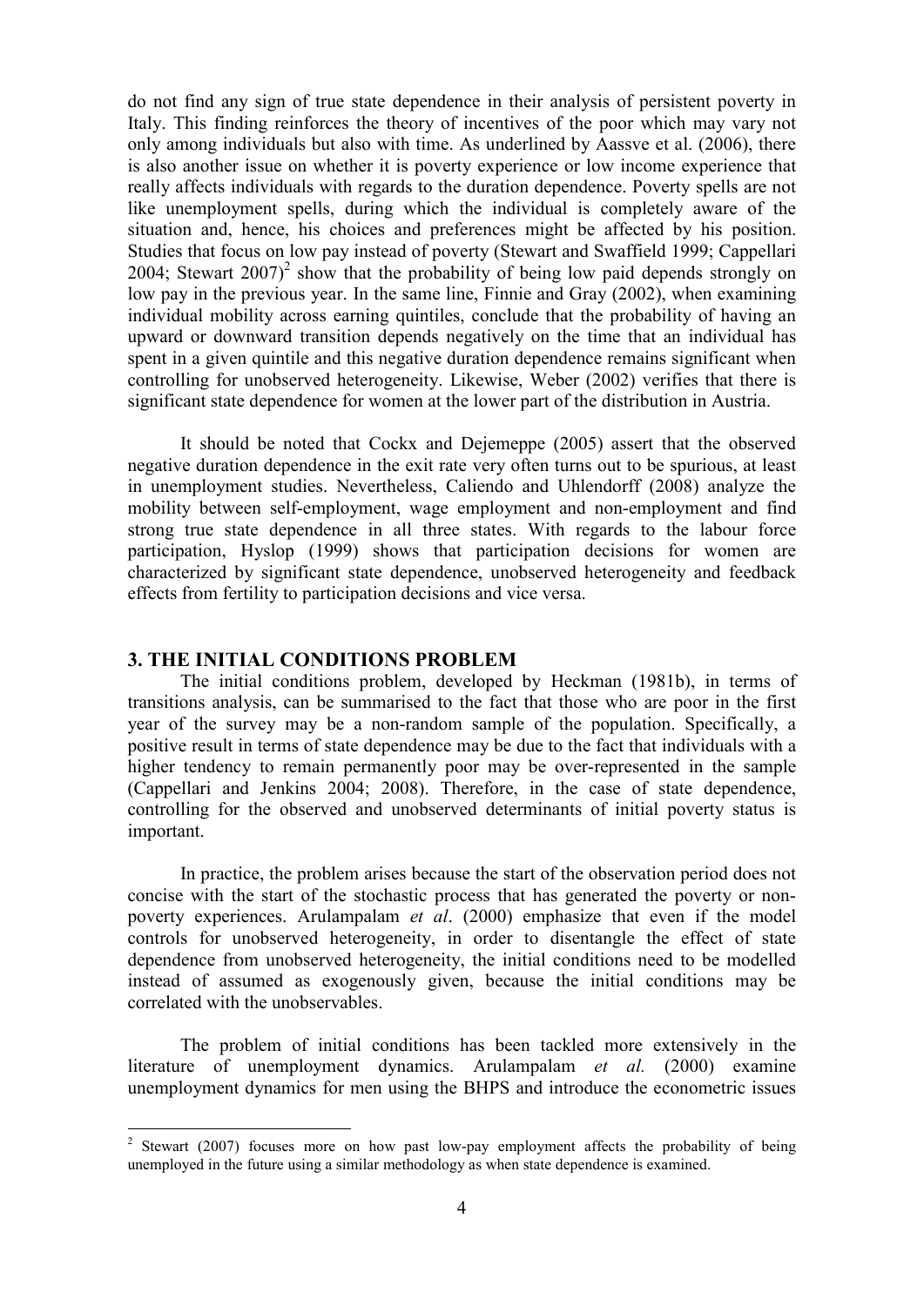do not find any sign of true state dependence in their analysis of persistent poverty in Italy. This finding reinforces the theory of incentives of the poor which may vary not only among individuals but also with time. As underlined by Aassve et al. (2006), there is also another issue on whether it is poverty experience or low income experience that really affects individuals with regards to the duration dependence. Poverty spells are not like unemployment spells, during which the individual is completely aware of the situation and, hence, his choices and preferences might be affected by his position. Studies that focus on low pay instead of poverty (Stewart and Swaffield 1999; Cappellari 2004; Stewart 2007)[2] show that the probability of being low paid depends strongly on low pay in the previous year. In the same line, Finnie and Gray (2002), when examining individual mobility across earning quintiles, conclude that the probability of having an upward or downward transition depends negatively on the time that an individual has spent in a given quintile and this negative duration dependence remains significant when controlling for unobserved heterogeneity. Likewise, Weber (2002) verifies that there is significant state dependence for women at the lower part of the distribution in Austria.

It should be noted that Cockx and Dejemeppe (2005) assert that the observed negative duration dependence in the exit rate very often turns out to be spurious, at least in unemployment studies. Nevertheless, Caliendo and Uhlendorff (2008) analyze the mobility between self-employment, wage employment and non-employment and find strong true state dependence in all three states. With regards to the labour force participation, Hyslop (1999) shows that participation decisions for women are characterized by significant state dependence, unobserved heterogeneity and feedback effects from fertility to participation decisions and vice versa.

## 3. THE INITIAL CONDITIONS PROBLEM

The initial conditions problem, developed by Heckman (1981b), in terms of transitions analysis, can be summarised to the fact that those who are poor in the first year of the survey may be a non-random sample of the population. Specifically, a positive result in terms of state dependence may be due to the fact that individuals with a higher tendency to remain permanently poor may be over-represented in the sample (Cappellari and Jenkins 2004; 2008). Therefore, in the case of state dependence, controlling for the observed and unobserved determinants of initial poverty status is important.

In practice, the problem arises because the start of the observation period does not concise with the start of the stochastic process that has generated the poverty or non-poverty experiences. Arulampalam *et al*. (2000) emphasize that even if the model controls for unobserved heterogeneity, in order to disentangle the effect of state dependence from unobserved heterogeneity, the initial conditions need to be modelled instead of assumed as exogenously given, because the initial conditions may be correlated with the unobservables.

The problem of initial conditions has been tackled more extensively in the literature of unemployment dynamics. Arulampalam *et al.* (2000) examine unemployment dynamics for men using the BHPS and introduce the econometric issues

---

[2] Stewart (2007) focuses more on how past low-pay employment affects the probability of being unemployed in the future using a similar methodology as when state dependence is examined.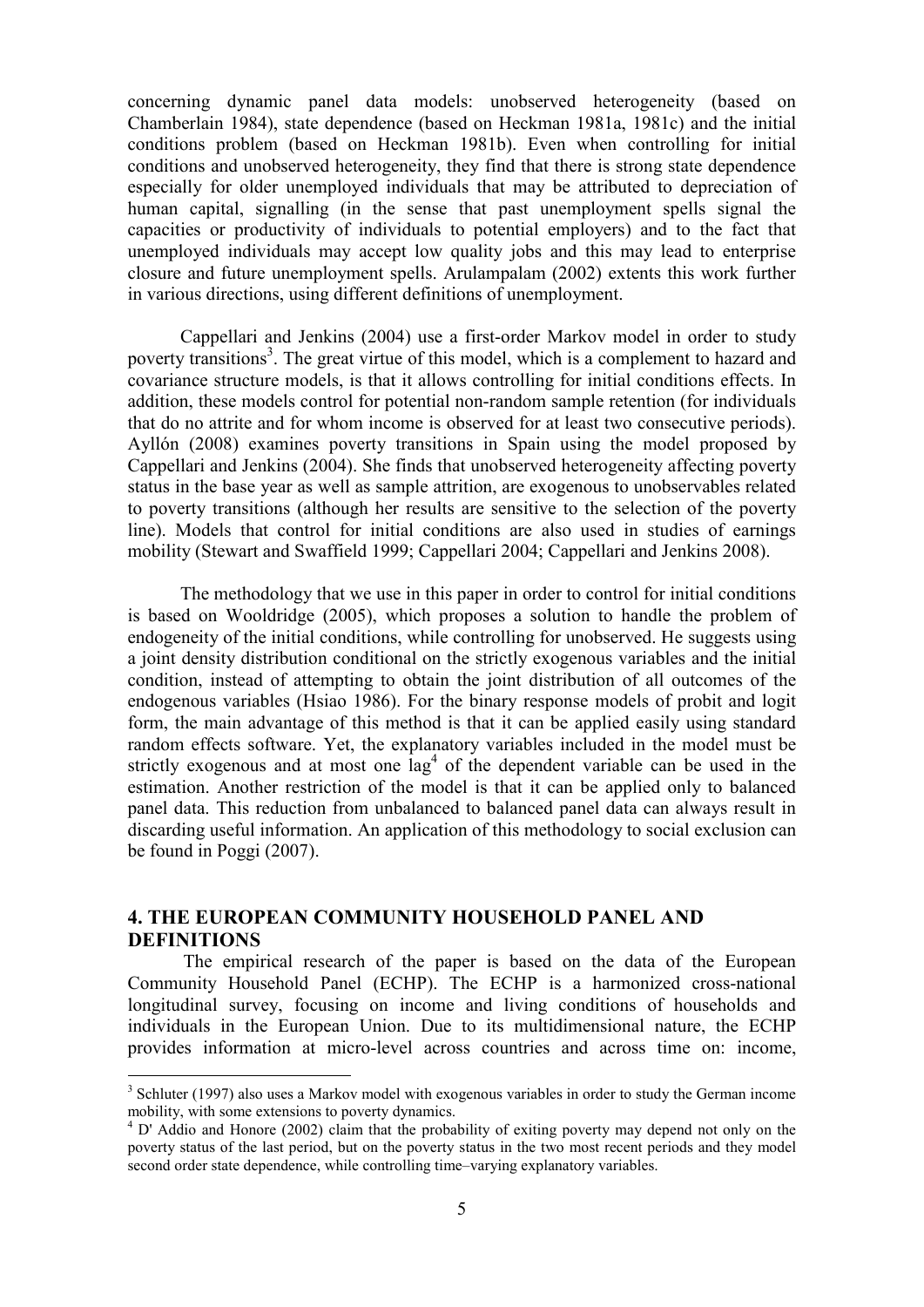concerning dynamic panel data models: unobserved heterogeneity (based on Chamberlain 1984), state dependence (based on Heckman 1981a, 1981c) and the initial conditions problem (based on Heckman 1981b). Even when controlling for initial conditions and unobserved heterogeneity, they find that there is strong state dependence especially for older unemployed individuals that may be attributed to depreciation of human capital, signalling (in the sense that past unemployment spells signal the capacities or productivity of individuals to potential employers) and to the fact that unemployed individuals may accept low quality jobs and this may lead to enterprise closure and future unemployment spells. Arulampalam (2002) extents this work further in various directions, using different definitions of unemployment.

Cappellari and Jenkins (2004) use a first-order Markov model in order to study poverty transitions[3]. The great virtue of this model, which is a complement to hazard and covariance structure models, is that it allows controlling for initial conditions effects. In addition, these models control for potential non-random sample retention (for individuals that do no attrite and for whom income is observed for at least two consecutive periods). Ayllón (2008) examines poverty transitions in Spain using the model proposed by Cappellari and Jenkins (2004). She finds that unobserved heterogeneity affecting poverty status in the base year as well as sample attrition, are exogenous to unobservables related to poverty transitions (although her results are sensitive to the selection of the poverty line). Models that control for initial conditions are also used in studies of earnings mobility (Stewart and Swaffield 1999; Cappellari 2004; Cappellari and Jenkins 2008).

The methodology that we use in this paper in order to control for initial conditions is based on Wooldridge (2005), which proposes a solution to handle the problem of endogeneity of the initial conditions, while controlling for unobserved. He suggests using a joint density distribution conditional on the strictly exogenous variables and the initial condition, instead of attempting to obtain the joint distribution of all outcomes of the endogenous variables (Hsiao 1986). For the binary response models of probit and logit form, the main advantage of this method is that it can be applied easily using standard random effects software. Yet, the explanatory variables included in the model must be strictly exogenous and at most one lag[4] of the dependent variable can be used in the estimation. Another restriction of the model is that it can be applied only to balanced panel data. This reduction from unbalanced to balanced panel data can always result in discarding useful information. An application of this methodology to social exclusion can be found in Poggi (2007).

## 4. THE EUROPEAN COMMUNITY HOUSEHOLD PANEL AND DEFINITIONS

The empirical research of the paper is based on the data of the European Community Household Panel (ECHP). The ECHP is a harmonized cross-national longitudinal survey, focusing on income and living conditions of households and individuals in the European Union. Due to its multidimensional nature, the ECHP provides information at micro-level across countries and across time on: income,

[3] Schluter (1997) also uses a Markov model with exogenous variables in order to study the German income mobility, with some extensions to poverty dynamics.

[4] D' Addio and Honore (2002) claim that the probability of exiting poverty may depend not only on the poverty status of the last period, but on the poverty status in the two most recent periods and they model second order state dependence, while controlling time–varying explanatory variables.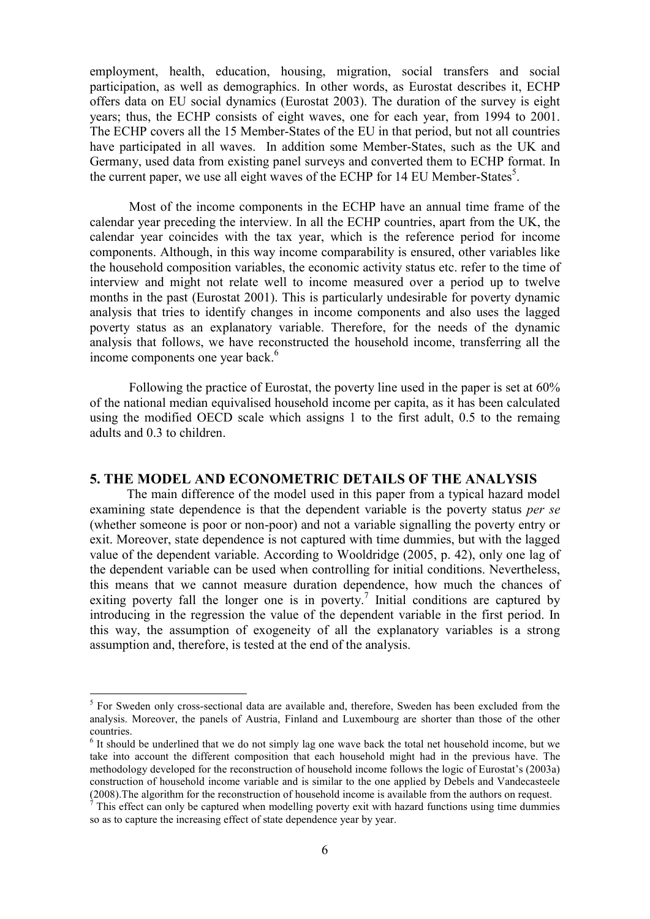employment, health, education, housing, migration, social transfers and social participation, as well as demographics. In other words, as Eurostat describes it, ECHP offers data on EU social dynamics (Eurostat 2003). The duration of the survey is eight years; thus, the ECHP consists of eight waves, one for each year, from 1994 to 2001. The ECHP covers all the 15 Member-States of the EU in that period, but not all countries have participated in all waves. In addition some Member-States, such as the UK and Germany, used data from existing panel surveys and converted them to ECHP format. In the current paper, we use all eight waves of the ECHP for 14 EU Member-States[5].

Most of the income components in the ECHP have an annual time frame of the calendar year preceding the interview. In all the ECHP countries, apart from the UK, the calendar year coincides with the tax year, which is the reference period for income components. Although, in this way income comparability is ensured, other variables like the household composition variables, the economic activity status etc. refer to the time of interview and might not relate well to income measured over a period up to twelve months in the past (Eurostat 2001). This is particularly undesirable for poverty dynamic analysis that tries to identify changes in income components and also uses the lagged poverty status as an explanatory variable. Therefore, for the needs of the dynamic analysis that follows, we have reconstructed the household income, transferring all the income components one year back.[6]

Following the practice of Eurostat, the poverty line used in the paper is set at 60% of the national median equivalised household income per capita, as it has been calculated using the modified OECD scale which assigns 1 to the first adult, 0.5 to the remaing adults and 0.3 to children.

## 5. THE MODEL AND ECONOMETRIC DETAILS OF THE ANALYSIS

The main difference of the model used in this paper from a typical hazard model examining state dependence is that the dependent variable is the poverty status *per se* (whether someone is poor or non-poor) and not a variable signalling the poverty entry or exit. Moreover, state dependence is not captured with time dummies, but with the lagged value of the dependent variable. According to Wooldridge (2005, p. 42), only one lag of the dependent variable can be used when controlling for initial conditions. Nevertheless, this means that we cannot measure duration dependence, how much the chances of exiting poverty fall the longer one is in poverty.[7] Initial conditions are captured by introducing in the regression the value of the dependent variable in the first period. In this way, the assumption of exogeneity of all the explanatory variables is a strong assumption and, therefore, is tested at the end of the analysis.

---

[5] For Sweden only cross-sectional data are available and, therefore, Sweden has been excluded from the analysis. Moreover, the panels of Austria, Finland and Luxembourg are shorter than those of the other countries.

[6] It should be underlined that we do not simply lag one wave back the total net household income, but we take into account the different composition that each household might had in the previous have. The methodology developed for the reconstruction of household income follows the logic of Eurostat's (2003a) construction of household income variable and is similar to the one applied by Debels and Vandecasteele (2008).The algorithm for the reconstruction of household income is available from the authors on request.

[7] This effect can only be captured when modelling poverty exit with hazard functions using time dummies so as to capture the increasing effect of state dependence year by year.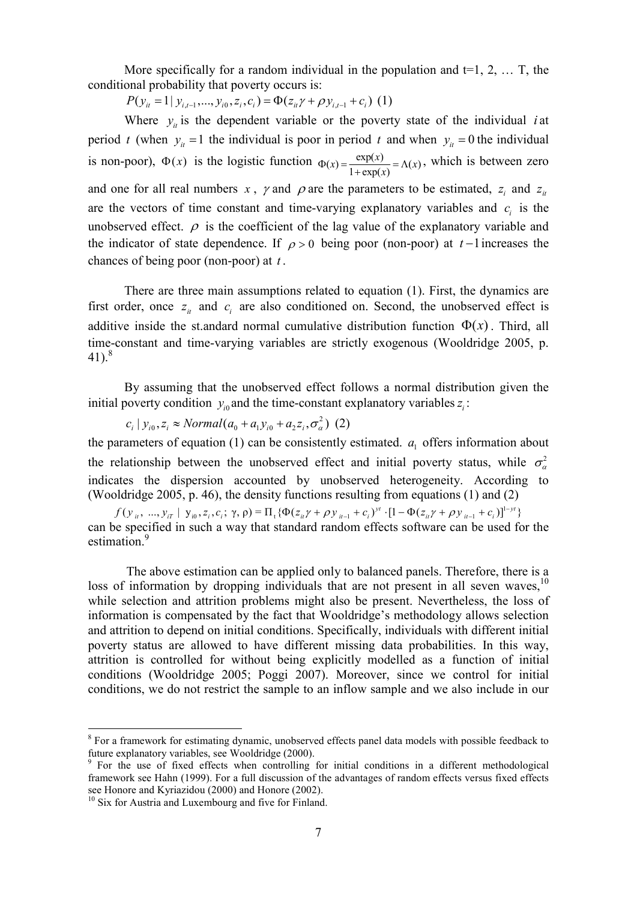More specifically for a random individual in the population and t=1, 2, … T, the conditional probability that poverty occurs is:

$P(y_{it}=1 \mid y_{i,t-1},...,y_{i0},z_i,c_i)=\Phi(z_{it}\gamma+\rho y_{i,t-1}+c_i)$ (1)

Where $y_{it}$ is the dependent variable or the poverty state of the individual $i$ at period $t$ (when $y_{it}=1$ the individual is poor in period $t$ and when $y_{it}=0$ the individual is non-poor), $\Phi(x)$ is the logistic function $\Phi(x)=\frac{\exp(x)}{1+\exp(x)}=\Lambda(x)$, which is between zero and one for all real numbers $x$, $\gamma$ and $\rho$ are the parameters to be estimated, $z_i$ and $z_{it}$ are the vectors of time constant and time-varying explanatory variables and $c_i$ is the unobserved effect. $\rho$ is the coefficient of the lag value of the explanatory variable and the indicator of state dependence. If $\rho>0$ being poor (non-poor) at $t-1$ increases the chances of being poor (non-poor) at $t$.

There are three main assumptions related to equation (1). First, the dynamics are first order, once $z_{it}$ and $c_i$ are also conditioned on. Second, the unobserved effect is additive inside the st.andard normal cumulative distribution function $\Phi(x)$. Third, all time-constant and time-varying variables are strictly exogenous (Wooldridge 2005, p. 41).[8]

By assuming that the unobserved effect follows a normal distribution given the initial poverty condition $y_{i0}$ and the time-constant explanatory variables $z_i$:

$c_i \mid y_{i0}, z_i \approx Normal(a_0+a_1 y_{i0}+a_2 z_i, \sigma_\alpha^2)$ (2)

the parameters of equation (1) can be consistently estimated. $a_1$ offers information about the relationship between the unobserved effect and initial poverty status, while $\sigma_\alpha^2$ indicates the dispersion accounted by unobserved heterogeneity. According to (Wooldridge 2005, p. 46), the density functions resulting from equations (1) and (2)

$f(y_{it},\ ...,y_{iT} \mid y_{i0},z_i,c_i;\ \gamma,\ \rho)=\Pi_t\{\Phi(z_{it}\gamma+\rho y_{it-1}+c_i)^{yt}\cdot[1-\Phi(z_{it}\gamma+\rho y_{it-1}+c_i)]^{1-yt}\}$

can be specified in such a way that standard random effects software can be used for the estimation.[9]

The above estimation can be applied only to balanced panels. Therefore, there is a loss of information by dropping individuals that are not present in all seven waves,[10] while selection and attrition problems might also be present. Nevertheless, the loss of information is compensated by the fact that Wooldridge's methodology allows selection and attrition to depend on initial conditions. Specifically, individuals with different initial poverty status are allowed to have different missing data probabilities. In this way, attrition is controlled for without being explicitly modelled as a function of initial conditions (Wooldridge 2005; Poggi 2007). Moreover, since we control for initial conditions, we do not restrict the sample to an inflow sample and we also include in our

[8] For a framework for estimating dynamic, unobserved effects panel data models with possible feedback to future explanatory variables, see Wooldridge (2000).

[9] For the use of fixed effects when controlling for initial conditions in a different methodological framework see Hahn (1999). For a full discussion of the advantages of random effects versus fixed effects see Honore and Kyriazidou (2000) and Honore (2002).

[10] Six for Austria and Luxembourg and five for Finland.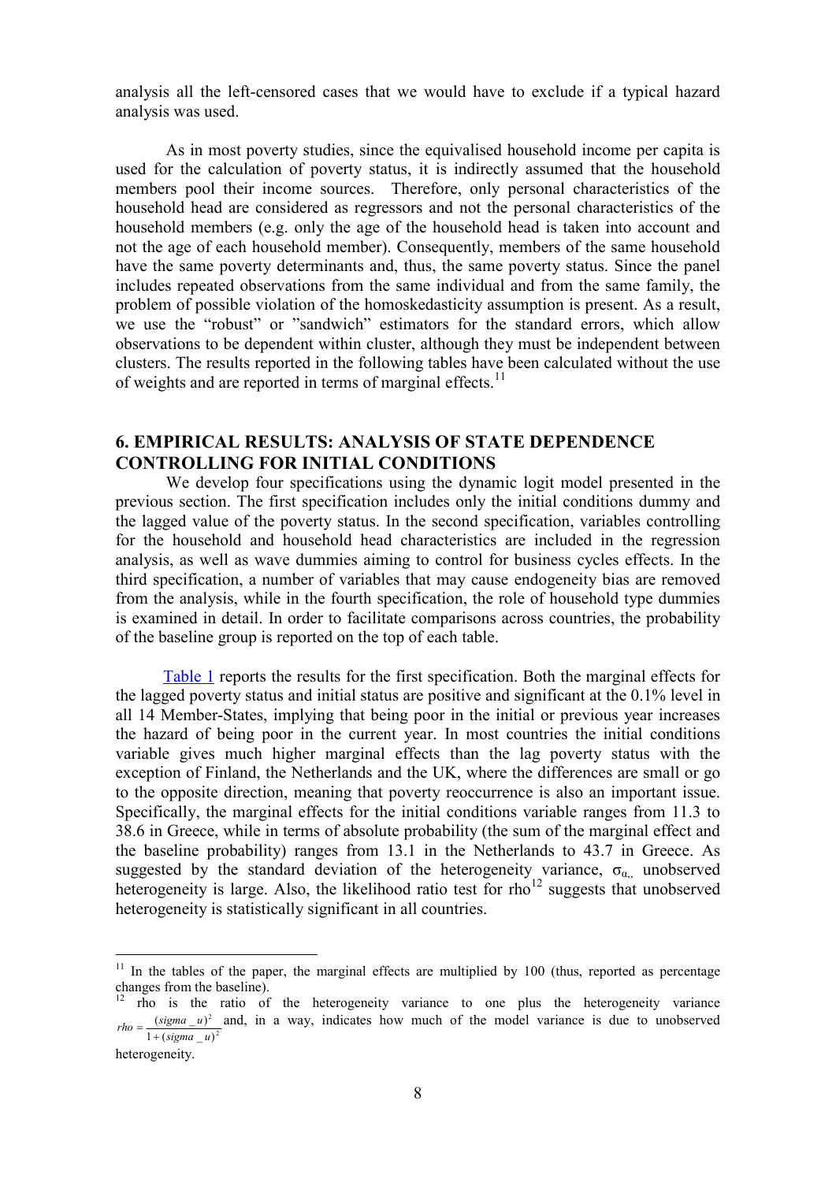analysis all the left-censored cases that we would have to exclude if a typical hazard analysis was used.

As in most poverty studies, since the equivalised household income per capita is used for the calculation of poverty status, it is indirectly assumed that the household members pool their income sources. Therefore, only personal characteristics of the household head are considered as regressors and not the personal characteristics of the household members (e.g. only the age of the household head is taken into account and not the age of each household member). Consequently, members of the same household have the same poverty determinants and, thus, the same poverty status. Since the panel includes repeated observations from the same individual and from the same family, the problem of possible violation of the homoskedasticity assumption is present. As a result, we use the "robust" or "sandwich" estimators for the standard errors, which allow observations to be dependent within cluster, although they must be independent between clusters. The results reported in the following tables have been calculated without the use of weights and are reported in terms of marginal effects.[11]

## 6. EMPIRICAL RESULTS: ANALYSIS OF STATE DEPENDENCE CONTROLLING FOR INITIAL CONDITIONS

We develop four specifications using the dynamic logit model presented in the previous section. The first specification includes only the initial conditions dummy and the lagged value of the poverty status. In the second specification, variables controlling for the household and household head characteristics are included in the regression analysis, as well as wave dummies aiming to control for business cycles effects. In the third specification, a number of variables that may cause endogeneity bias are removed from the analysis, while in the fourth specification, the role of household type dummies is examined in detail. In order to facilitate comparisons across countries, the probability of the baseline group is reported on the top of each table.

Table 1 reports the results for the first specification. Both the marginal effects for the lagged poverty status and initial status are positive and significant at the 0.1% level in all 14 Member-States, implying that being poor in the initial or previous year increases the hazard of being poor in the current year. In most countries the initial conditions variable gives much higher marginal effects than the lag poverty status with the exception of Finland, the Netherlands and the UK, where the differences are small or go to the opposite direction, meaning that poverty reoccurrence is also an important issue. Specifically, the marginal effects for the initial conditions variable ranges from 11.3 to 38.6 in Greece, while in terms of absolute probability (the sum of the marginal effect and the baseline probability) ranges from 13.1 in the Netherlands to 43.7 in Greece. As suggested by the standard deviation of the heterogeneity variance, $\sigma_{\alpha}$, unobserved heterogeneity is large. Also, the likelihood ratio test for rho[12] suggests that unobserved heterogeneity is statistically significant in all countries.

---

[11] In the tables of the paper, the marginal effects are multiplied by 100 (thus, reported as percentage changes from the baseline).

[12] rho is the ratio of the heterogeneity variance to one plus the heterogeneity variance $rho = \frac{(sigma\_u)^2}{1+(sigma\_u)^2}$ and, in a way, indicates how much of the model variance is due to unobserved heterogeneity.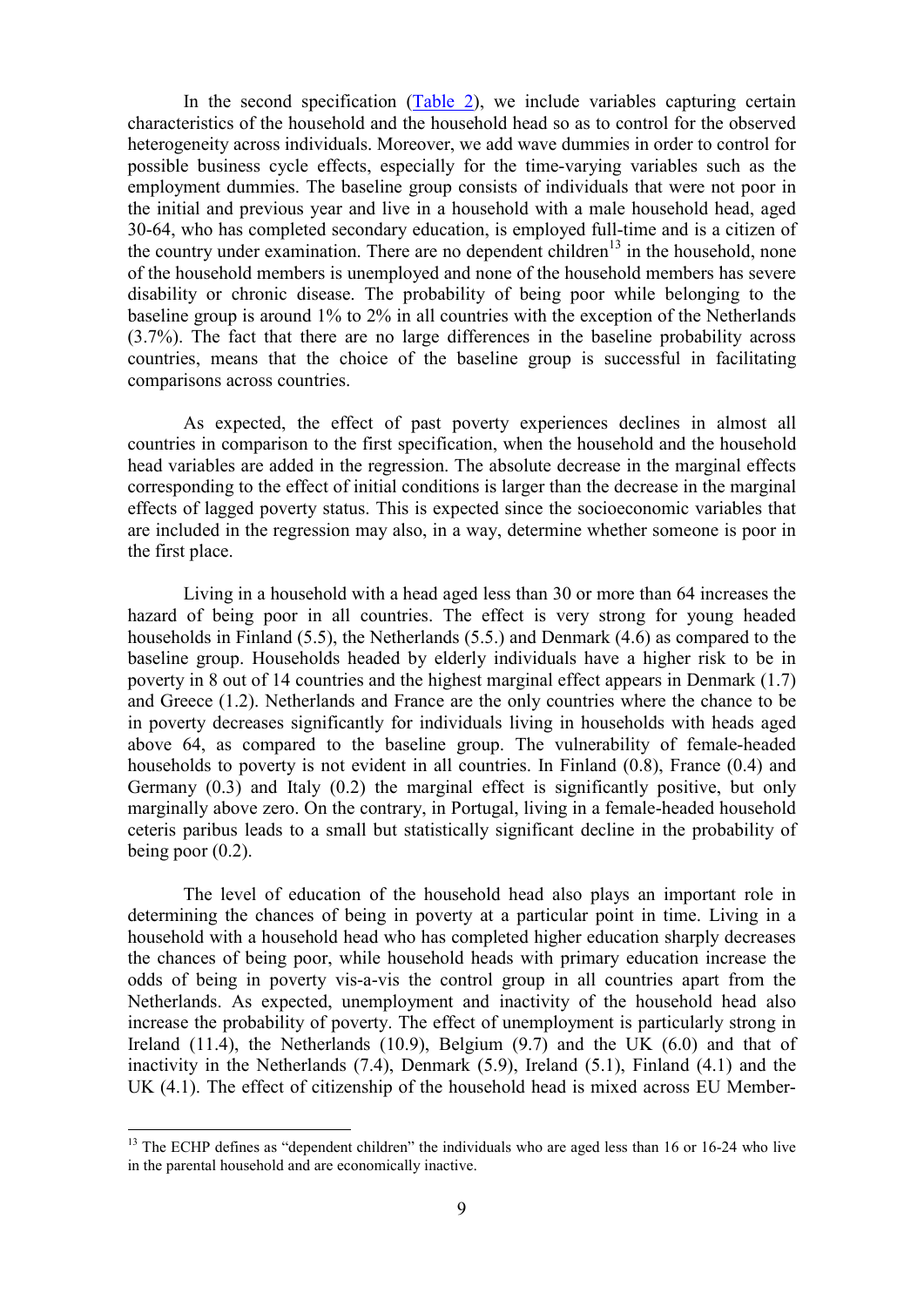In the second specification (Table 2), we include variables capturing certain characteristics of the household and the household head so as to control for the observed heterogeneity across individuals. Moreover, we add wave dummies in order to control for possible business cycle effects, especially for the time-varying variables such as the employment dummies. The baseline group consists of individuals that were not poor in the initial and previous year and live in a household with a male household head, aged 30-64, who has completed secondary education, is employed full-time and is a citizen of the country under examination. There are no dependent children[13] in the household, none of the household members is unemployed and none of the household members has severe disability or chronic disease. The probability of being poor while belonging to the baseline group is around 1% to 2% in all countries with the exception of the Netherlands (3.7%). The fact that there are no large differences in the baseline probability across countries, means that the choice of the baseline group is successful in facilitating comparisons across countries.

As expected, the effect of past poverty experiences declines in almost all countries in comparison to the first specification, when the household and the household head variables are added in the regression. The absolute decrease in the marginal effects corresponding to the effect of initial conditions is larger than the decrease in the marginal effects of lagged poverty status. This is expected since the socioeconomic variables that are included in the regression may also, in a way, determine whether someone is poor in the first place.

Living in a household with a head aged less than 30 or more than 64 increases the hazard of being poor in all countries. The effect is very strong for young headed households in Finland (5.5), the Netherlands (5.5.) and Denmark (4.6) as compared to the baseline group. Households headed by elderly individuals have a higher risk to be in poverty in 8 out of 14 countries and the highest marginal effect appears in Denmark (1.7) and Greece (1.2). Netherlands and France are the only countries where the chance to be in poverty decreases significantly for individuals living in households with heads aged above 64, as compared to the baseline group. The vulnerability of female-headed households to poverty is not evident in all countries. In Finland (0.8), France (0.4) and Germany (0.3) and Italy (0.2) the marginal effect is significantly positive, but only marginally above zero. On the contrary, in Portugal, living in a female-headed household ceteris paribus leads to a small but statistically significant decline in the probability of being poor (0.2).

The level of education of the household head also plays an important role in determining the chances of being in poverty at a particular point in time. Living in a household with a household head who has completed higher education sharply decreases the chances of being poor, while household heads with primary education increase the odds of being in poverty vis-a-vis the control group in all countries apart from the Netherlands. As expected, unemployment and inactivity of the household head also increase the probability of poverty. The effect of unemployment is particularly strong in Ireland (11.4), the Netherlands (10.9), Belgium (9.7) and the UK (6.0) and that of inactivity in the Netherlands (7.4), Denmark (5.9), Ireland (5.1), Finland (4.1) and the UK (4.1). The effect of citizenship of the household head is mixed across EU Member-

[13] The ECHP defines as "dependent children" the individuals who are aged less than 16 or 16-24 who live in the parental household and are economically inactive.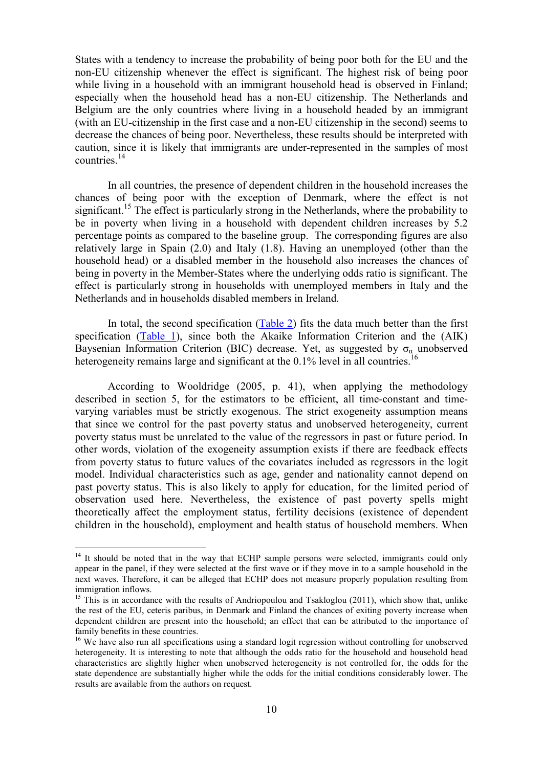States with a tendency to increase the probability of being poor both for the EU and the non-EU citizenship whenever the effect is significant. The highest risk of being poor while living in a household with an immigrant household head is observed in Finland; especially when the household head has a non-EU citizenship. The Netherlands and Belgium are the only countries where living in a household headed by an immigrant (with an EU-citizenship in the first case and a non-EU citizenship in the second) seems to decrease the chances of being poor. Nevertheless, these results should be interpreted with caution, since it is likely that immigrants are under-represented in the samples of most countries.[14]

In all countries, the presence of dependent children in the household increases the chances of being poor with the exception of Denmark, where the effect is not significant.[15] The effect is particularly strong in the Netherlands, where the probability to be in poverty when living in a household with dependent children increases by 5.2 percentage points as compared to the baseline group. The corresponding figures are also relatively large in Spain (2.0) and Italy (1.8). Having an unemployed (other than the household head) or a disabled member in the household also increases the chances of being in poverty in the Member-States where the underlying odds ratio is significant. The effect is particularly strong in households with unemployed members in Italy and the Netherlands and in households disabled members in Ireland.

In total, the second specification (Table 2) fits the data much better than the first specification (Table 1), since both the Akaike Information Criterion and the (AIK) Baysenian Information Criterion (BIC) decrease. Yet, as suggested by $\sigma_\alpha$ unobserved heterogeneity remains large and significant at the 0.1% level in all countries.[16]

According to Wooldridge (2005, p. 41), when applying the methodology described in section 5, for the estimators to be efficient, all time-constant and time-varying variables must be strictly exogenous. The strict exogeneity assumption means that since we control for the past poverty status and unobserved heterogeneity, current poverty status must be unrelated to the value of the regressors in past or future period. In other words, violation of the exogeneity assumption exists if there are feedback effects from poverty status to future values of the covariates included as regressors in the logit model. Individual characteristics such as age, gender and nationality cannot depend on past poverty status. This is also likely to apply for education, for the limited period of observation used here. Nevertheless, the existence of past poverty spells might theoretically affect the employment status, fertility decisions (existence of dependent children in the household), employment and health status of household members. When

---

[14] It should be noted that in the way that ECHP sample persons were selected, immigrants could only appear in the panel, if they were selected at the first wave or if they move in to a sample household in the next waves. Therefore, it can be alleged that ECHP does not measure properly population resulting from immigration inflows.

[15] This is in accordance with the results of Andriopoulou and Tsakloglou (2011), which show that, unlike the rest of the EU, ceteris paribus, in Denmark and Finland the chances of exiting poverty increase when dependent children are present into the household; an effect that can be attributed to the importance of family benefits in these countries.

[16] We have also run all specifications using a standard logit regression without controlling for unobserved heterogeneity. It is interesting to note that although the odds ratio for the household and household head characteristics are slightly higher when unobserved heterogeneity is not controlled for, the odds for the state dependence are substantially higher while the odds for the initial conditions considerably lower. The results are available from the authors on request.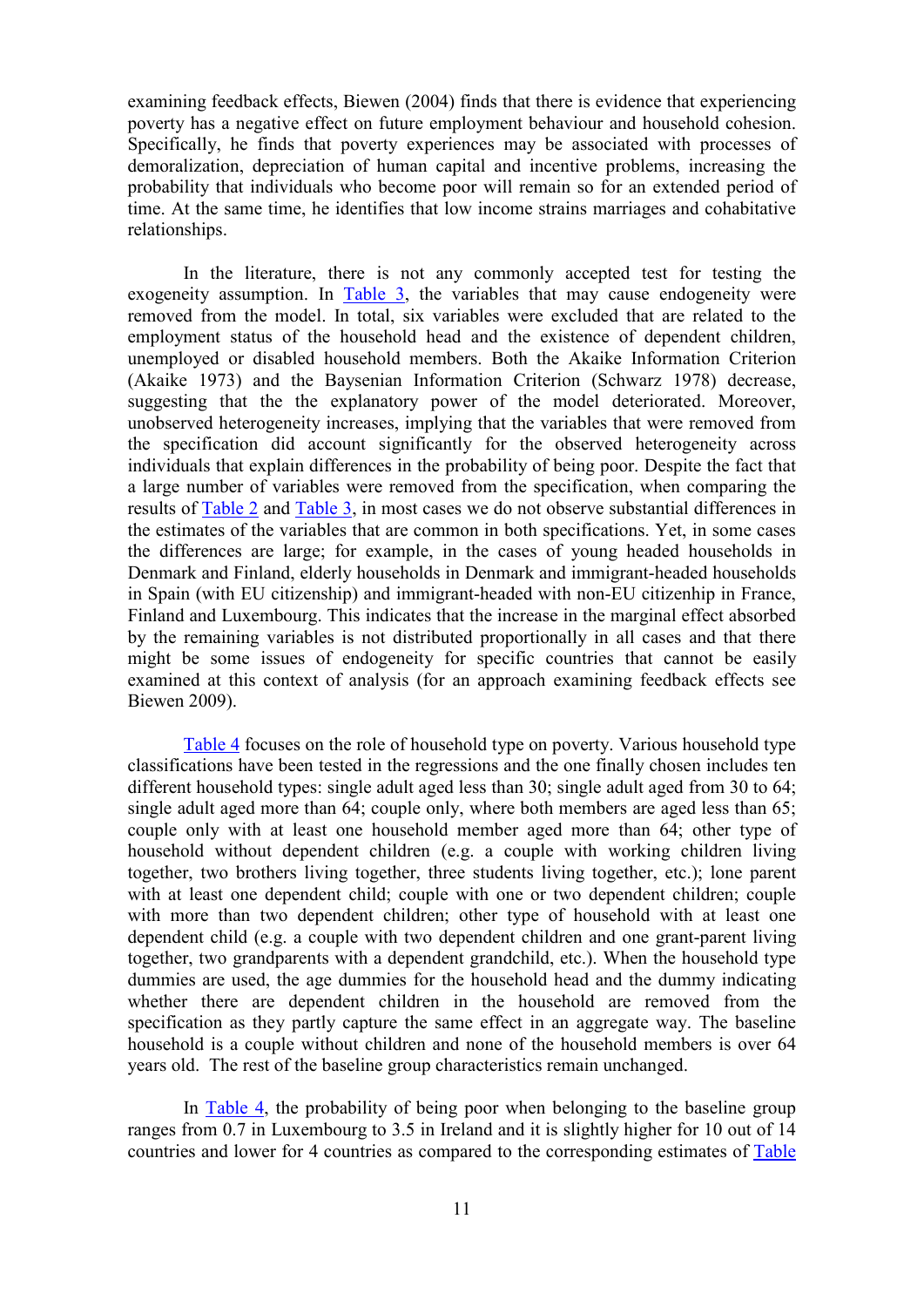examining feedback effects, Biewen (2004) finds that there is evidence that experiencing poverty has a negative effect on future employment behaviour and household cohesion. Specifically, he finds that poverty experiences may be associated with processes of demoralization, depreciation of human capital and incentive problems, increasing the probability that individuals who become poor will remain so for an extended period of time. At the same time, he identifies that low income strains marriages and cohabitative relationships.

In the literature, there is not any commonly accepted test for testing the exogeneity assumption. In Table 3, the variables that may cause endogeneity were removed from the model. In total, six variables were excluded that are related to the employment status of the household head and the existence of dependent children, unemployed or disabled household members. Both the Akaike Information Criterion (Akaike 1973) and the Baysenian Information Criterion (Schwarz 1978) decrease, suggesting that the the explanatory power of the model deteriorated. Moreover, unobserved heterogeneity increases, implying that the variables that were removed from the specification did account significantly for the observed heterogeneity across individuals that explain differences in the probability of being poor. Despite the fact that a large number of variables were removed from the specification, when comparing the results of Table 2 and Table 3, in most cases we do not observe substantial differences in the estimates of the variables that are common in both specifications. Yet, in some cases the differences are large; for example, in the cases of young headed households in Denmark and Finland, elderly households in Denmark and immigrant-headed households in Spain (with EU citizenship) and immigrant-headed with non-EU citizenhip in France, Finland and Luxembourg. This indicates that the increase in the marginal effect absorbed by the remaining variables is not distributed proportionally in all cases and that there might be some issues of endogeneity for specific countries that cannot be easily examined at this context of analysis (for an approach examining feedback effects see Biewen 2009).

Table 4 focuses on the role of household type on poverty. Various household type classifications have been tested in the regressions and the one finally chosen includes ten different household types: single adult aged less than 30; single adult aged from 30 to 64; single adult aged more than 64; couple only, where both members are aged less than 65; couple only with at least one household member aged more than 64; other type of household without dependent children (e.g. a couple with working children living together, two brothers living together, three students living together, etc.); lone parent with at least one dependent child; couple with one or two dependent children; couple with more than two dependent children; other type of household with at least one dependent child (e.g. a couple with two dependent children and one grant-parent living together, two grandparents with a dependent grandchild, etc.). When the household type dummies are used, the age dummies for the household head and the dummy indicating whether there are dependent children in the household are removed from the specification as they partly capture the same effect in an aggregate way. The baseline household is a couple without children and none of the household members is over 64 years old. The rest of the baseline group characteristics remain unchanged.

In Table 4, the probability of being poor when belonging to the baseline group ranges from 0.7 in Luxembourg to 3.5 in Ireland and it is slightly higher for 10 out of 14 countries and lower for 4 countries as compared to the corresponding estimates of Table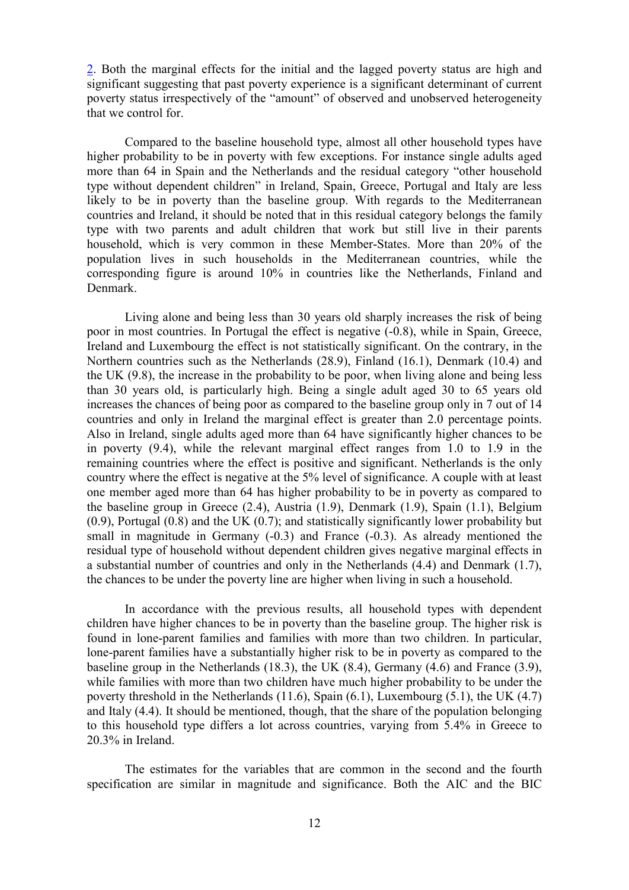2. Both the marginal effects for the initial and the lagged poverty status are high and significant suggesting that past poverty experience is a significant determinant of current poverty status irrespectively of the "amount" of observed and unobserved heterogeneity that we control for.

Compared to the baseline household type, almost all other household types have higher probability to be in poverty with few exceptions. For instance single adults aged more than 64 in Spain and the Netherlands and the residual category "other household type without dependent children" in Ireland, Spain, Greece, Portugal and Italy are less likely to be in poverty than the baseline group. With regards to the Mediterranean countries and Ireland, it should be noted that in this residual category belongs the family type with two parents and adult children that work but still live in their parents household, which is very common in these Member-States. More than 20% of the population lives in such households in the Mediterranean countries, while the corresponding figure is around 10% in countries like the Netherlands, Finland and Denmark.

Living alone and being less than 30 years old sharply increases the risk of being poor in most countries. In Portugal the effect is negative (-0.8), while in Spain, Greece, Ireland and Luxembourg the effect is not statistically significant. On the contrary, in the Northern countries such as the Netherlands (28.9), Finland (16.1), Denmark (10.4) and the UK (9.8), the increase in the probability to be poor, when living alone and being less than 30 years old, is particularly high. Being a single adult aged 30 to 65 years old increases the chances of being poor as compared to the baseline group only in 7 out of 14 countries and only in Ireland the marginal effect is greater than 2.0 percentage points. Also in Ireland, single adults aged more than 64 have significantly higher chances to be in poverty (9.4), while the relevant marginal effect ranges from 1.0 to 1.9 in the remaining countries where the effect is positive and significant. Netherlands is the only country where the effect is negative at the 5% level of significance. A couple with at least one member aged more than 64 has higher probability to be in poverty as compared to the baseline group in Greece (2.4), Austria (1.9), Denmark (1.9), Spain (1.1), Belgium (0.9), Portugal (0.8) and the UK (0.7); and statistically significantly lower probability but small in magnitude in Germany (-0.3) and France (-0.3). As already mentioned the residual type of household without dependent children gives negative marginal effects in a substantial number of countries and only in the Netherlands (4.4) and Denmark (1.7), the chances to be under the poverty line are higher when living in such a household.

In accordance with the previous results, all household types with dependent children have higher chances to be in poverty than the baseline group. The higher risk is found in lone-parent families and families with more than two children. In particular, lone-parent families have a substantially higher risk to be in poverty as compared to the baseline group in the Netherlands (18.3), the UK (8.4), Germany (4.6) and France (3.9), while families with more than two children have much higher probability to be under the poverty threshold in the Netherlands (11.6), Spain (6.1), Luxembourg (5.1), the UK (4.7) and Italy (4.4). It should be mentioned, though, that the share of the population belonging to this household type differs a lot across countries, varying from 5.4% in Greece to 20.3% in Ireland.

The estimates for the variables that are common in the second and the fourth specification are similar in magnitude and significance. Both the AIC and the BIC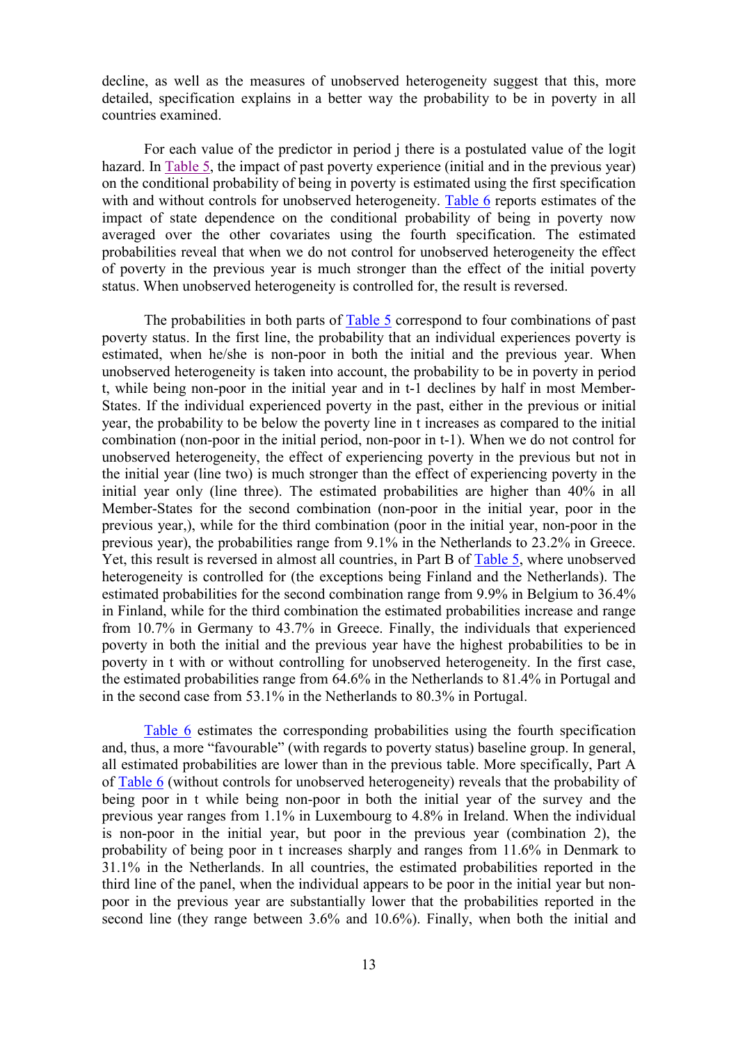decline, as well as the measures of unobserved heterogeneity suggest that this, more detailed, specification explains in a better way the probability to be in poverty in all countries examined.

For each value of the predictor in period j there is a postulated value of the logit hazard. In Table 5, the impact of past poverty experience (initial and in the previous year) on the conditional probability of being in poverty is estimated using the first specification with and without controls for unobserved heterogeneity. Table 6 reports estimates of the impact of state dependence on the conditional probability of being in poverty now averaged over the other covariates using the fourth specification. The estimated probabilities reveal that when we do not control for unobserved heterogeneity the effect of poverty in the previous year is much stronger than the effect of the initial poverty status. When unobserved heterogeneity is controlled for, the result is reversed.

The probabilities in both parts of Table 5 correspond to four combinations of past poverty status. In the first line, the probability that an individual experiences poverty is estimated, when he/she is non-poor in both the initial and the previous year. When unobserved heterogeneity is taken into account, the probability to be in poverty in period t, while being non-poor in the initial year and in t-1 declines by half in most Member-States. If the individual experienced poverty in the past, either in the previous or initial year, the probability to be below the poverty line in t increases as compared to the initial combination (non-poor in the initial period, non-poor in t-1). When we do not control for unobserved heterogeneity, the effect of experiencing poverty in the previous but not in the initial year (line two) is much stronger than the effect of experiencing poverty in the initial year only (line three). The estimated probabilities are higher than 40% in all Member-States for the second combination (non-poor in the initial year, poor in the previous year,), while for the third combination (poor in the initial year, non-poor in the previous year), the probabilities range from 9.1% in the Netherlands to 23.2% in Greece. Yet, this result is reversed in almost all countries, in Part B of Table 5, where unobserved heterogeneity is controlled for (the exceptions being Finland and the Netherlands). The estimated probabilities for the second combination range from 9.9% in Belgium to 36.4% in Finland, while for the third combination the estimated probabilities increase and range from 10.7% in Germany to 43.7% in Greece. Finally, the individuals that experienced poverty in both the initial and the previous year have the highest probabilities to be in poverty in t with or without controlling for unobserved heterogeneity. In the first case, the estimated probabilities range from 64.6% in the Netherlands to 81.4% in Portugal and in the second case from 53.1% in the Netherlands to 80.3% in Portugal.

Table 6 estimates the corresponding probabilities using the fourth specification and, thus, a more "favourable" (with regards to poverty status) baseline group. In general, all estimated probabilities are lower than in the previous table. More specifically, Part A of Table 6 (without controls for unobserved heterogeneity) reveals that the probability of being poor in t while being non-poor in both the initial year of the survey and the previous year ranges from 1.1% in Luxembourg to 4.8% in Ireland. When the individual is non-poor in the initial year, but poor in the previous year (combination 2), the probability of being poor in t increases sharply and ranges from 11.6% in Denmark to 31.1% in the Netherlands. In all countries, the estimated probabilities reported in the third line of the panel, when the individual appears to be poor in the initial year but non-poor in the previous year are substantially lower that the probabilities reported in the second line (they range between 3.6% and 10.6%). Finally, when both the initial and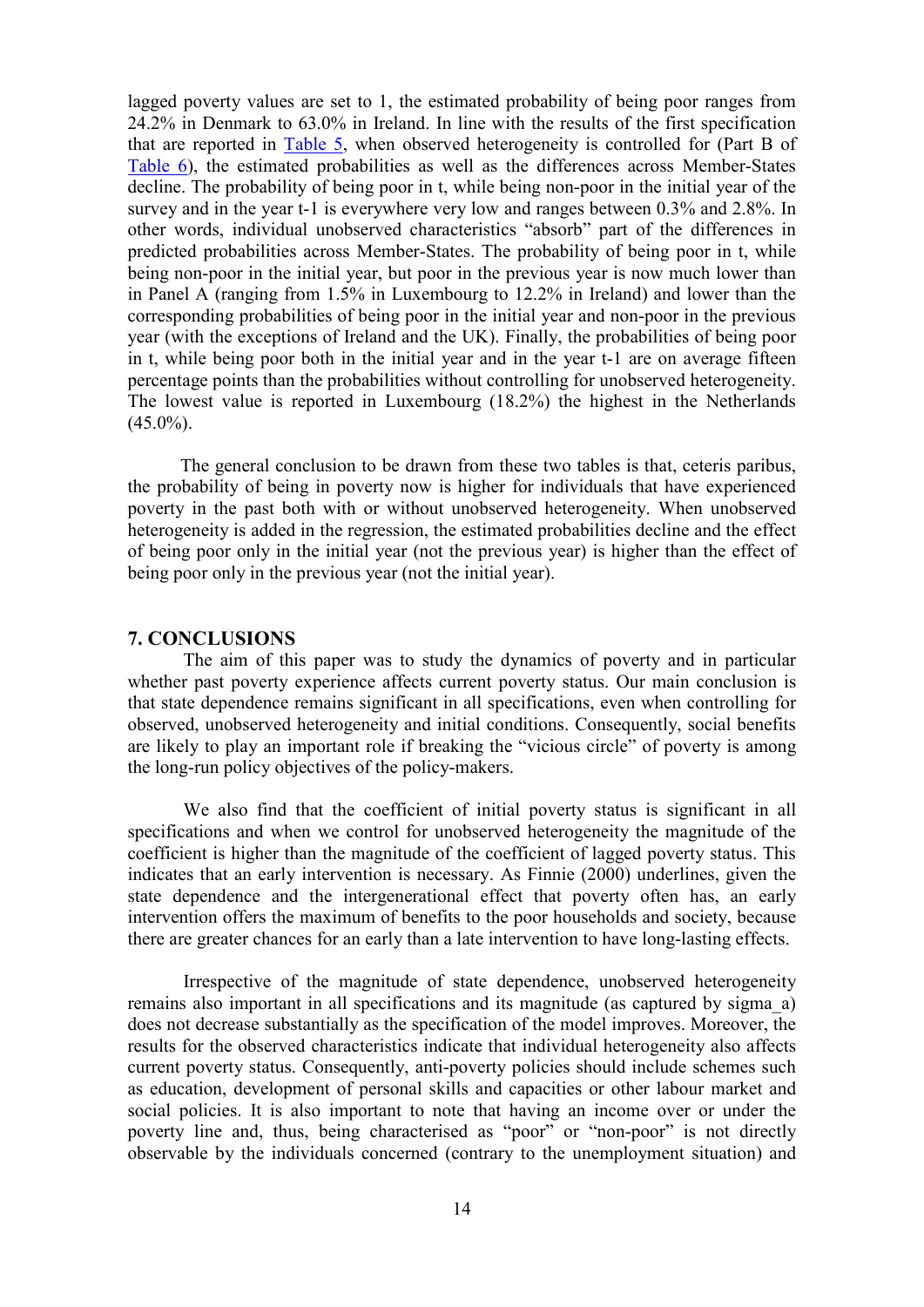lagged poverty values are set to 1, the estimated probability of being poor ranges from 24.2% in Denmark to 63.0% in Ireland. In line with the results of the first specification that are reported in Table 5, when observed heterogeneity is controlled for (Part B of Table 6), the estimated probabilities as well as the differences across Member-States decline. The probability of being poor in t, while being non-poor in the initial year of the survey and in the year t-1 is everywhere very low and ranges between 0.3% and 2.8%. In other words, individual unobserved characteristics "absorb" part of the differences in predicted probabilities across Member-States. The probability of being poor in t, while being non-poor in the initial year, but poor in the previous year is now much lower than in Panel A (ranging from 1.5% in Luxembourg to 12.2% in Ireland) and lower than the corresponding probabilities of being poor in the initial year and non-poor in the previous year (with the exceptions of Ireland and the UK). Finally, the probabilities of being poor in t, while being poor both in the initial year and in the year t-1 are on average fifteen percentage points than the probabilities without controlling for unobserved heterogeneity. The lowest value is reported in Luxembourg (18.2%) the highest in the Netherlands (45.0%).

The general conclusion to be drawn from these two tables is that, ceteris paribus, the probability of being in poverty now is higher for individuals that have experienced poverty in the past both with or without unobserved heterogeneity. When unobserved heterogeneity is added in the regression, the estimated probabilities decline and the effect of being poor only in the initial year (not the previous year) is higher than the effect of being poor only in the previous year (not the initial year).

## 7. CONCLUSIONS

The aim of this paper was to study the dynamics of poverty and in particular whether past poverty experience affects current poverty status. Our main conclusion is that state dependence remains significant in all specifications, even when controlling for observed, unobserved heterogeneity and initial conditions. Consequently, social benefits are likely to play an important role if breaking the "vicious circle" of poverty is among the long-run policy objectives of the policy-makers.

We also find that the coefficient of initial poverty status is significant in all specifications and when we control for unobserved heterogeneity the magnitude of the coefficient is higher than the magnitude of the coefficient of lagged poverty status. This indicates that an early intervention is necessary. As Finnie (2000) underlines, given the state dependence and the intergenerational effect that poverty often has, an early intervention offers the maximum of benefits to the poor households and society, because there are greater chances for an early than a late intervention to have long-lasting effects.

Irrespective of the magnitude of state dependence, unobserved heterogeneity remains also important in all specifications and its magnitude (as captured by sigma_a) does not decrease substantially as the specification of the model improves. Moreover, the results for the observed characteristics indicate that individual heterogeneity also affects current poverty status. Consequently, anti-poverty policies should include schemes such as education, development of personal skills and capacities or other labour market and social policies. It is also important to note that having an income over or under the poverty line and, thus, being characterised as "poor" or "non-poor" is not directly observable by the individuals concerned (contrary to the unemployment situation) and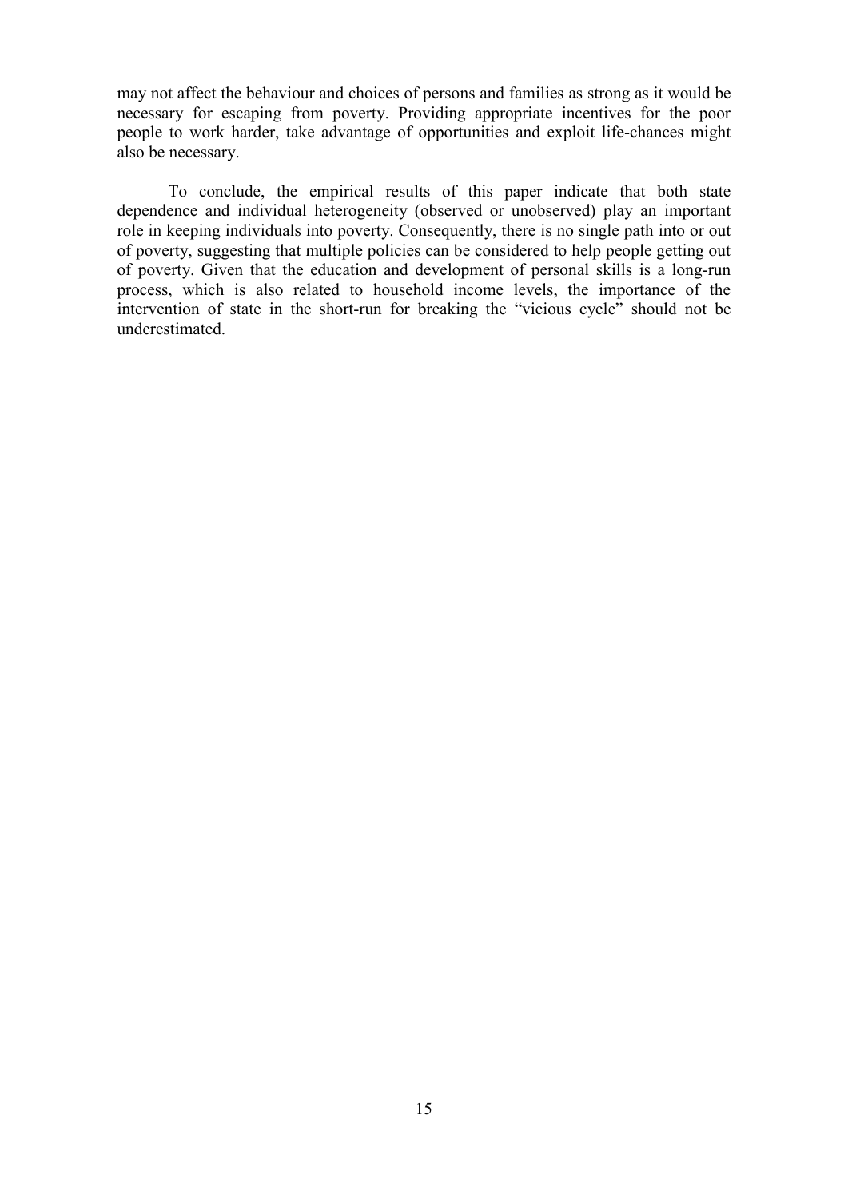may not affect the behaviour and choices of persons and families as strong as it would be necessary for escaping from poverty. Providing appropriate incentives for the poor people to work harder, take advantage of opportunities and exploit life-chances might also be necessary.

To conclude, the empirical results of this paper indicate that both state dependence and individual heterogeneity (observed or unobserved) play an important role in keeping individuals into poverty. Consequently, there is no single path into or out of poverty, suggesting that multiple policies can be considered to help people getting out of poverty. Given that the education and development of personal skills is a long-run process, which is also related to household income levels, the importance of the intervention of state in the short-run for breaking the "vicious cycle" should not be underestimated.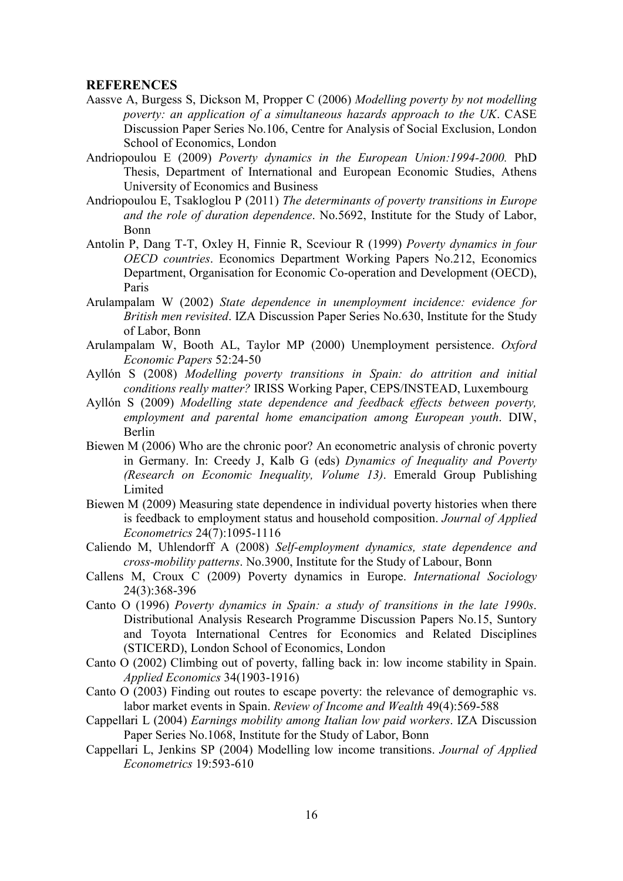## REFERENCES

Aassve A, Burgess S, Dickson M, Propper C (2006) *Modelling poverty by not modelling poverty: an application of a simultaneous hazards approach to the UK*. CASE Discussion Paper Series No.106, Centre for Analysis of Social Exclusion, London School of Economics, London

Andriopoulou E (2009) *Poverty dynamics in the European Union:1994-2000.* PhD Thesis, Department of International and European Economic Studies, Athens University of Economics and Business

Andriopoulou E, Tsakloglou P (2011) *The determinants of poverty transitions in Europe and the role of duration dependence*. No.5692, Institute for the Study of Labor, Bonn

Antolin P, Dang T-T, Oxley H, Finnie R, Sceviour R (1999) *Poverty dynamics in four OECD countries*. Economics Department Working Papers No.212, Economics Department, Organisation for Economic Co-operation and Development (OECD), Paris

Arulampalam W (2002) *State dependence in unemployment incidence: evidence for British men revisited*. IZA Discussion Paper Series No.630, Institute for the Study of Labor, Bonn

Arulampalam W, Booth AL, Taylor MP (2000) Unemployment persistence. *Oxford Economic Papers* 52:24-50

Ayllón S (2008) *Modelling poverty transitions in Spain: do attrition and initial conditions really matter?* IRISS Working Paper, CEPS/INSTEAD, Luxembourg

Ayllón S (2009) *Modelling state dependence and feedback effects between poverty, employment and parental home emancipation among European youth*. DIW, Berlin

Biewen M (2006) Who are the chronic poor? An econometric analysis of chronic poverty in Germany. In: Creedy J, Kalb G (eds) *Dynamics of Inequality and Poverty (Research on Economic Inequality, Volume 13)*. Emerald Group Publishing Limited

Biewen M (2009) Measuring state dependence in individual poverty histories when there is feedback to employment status and household composition. *Journal of Applied Econometrics* 24(7):1095-1116

Caliendo M, Uhlendorff A (2008) *Self-employment dynamics, state dependence and cross-mobility patterns*. No.3900, Institute for the Study of Labour, Bonn

Callens M, Croux C (2009) Poverty dynamics in Europe. *International Sociology* 24(3):368-396

Canto O (1996) *Poverty dynamics in Spain: a study of transitions in the late 1990s*. Distributional Analysis Research Programme Discussion Papers No.15, Suntory and Toyota International Centres for Economics and Related Disciplines (STICERD), London School of Economics, London

Canto O (2002) Climbing out of poverty, falling back in: low income stability in Spain. *Applied Economics* 34(1903-1916)

Canto O (2003) Finding out routes to escape poverty: the relevance of demographic vs. labor market events in Spain. *Review of Income and Wealth* 49(4):569-588

Cappellari L (2004) *Earnings mobility among Italian low paid workers*. IZA Discussion Paper Series No.1068, Institute for the Study of Labor, Bonn

Cappellari L, Jenkins SP (2004) Modelling low income transitions. *Journal of Applied Econometrics* 19:593-610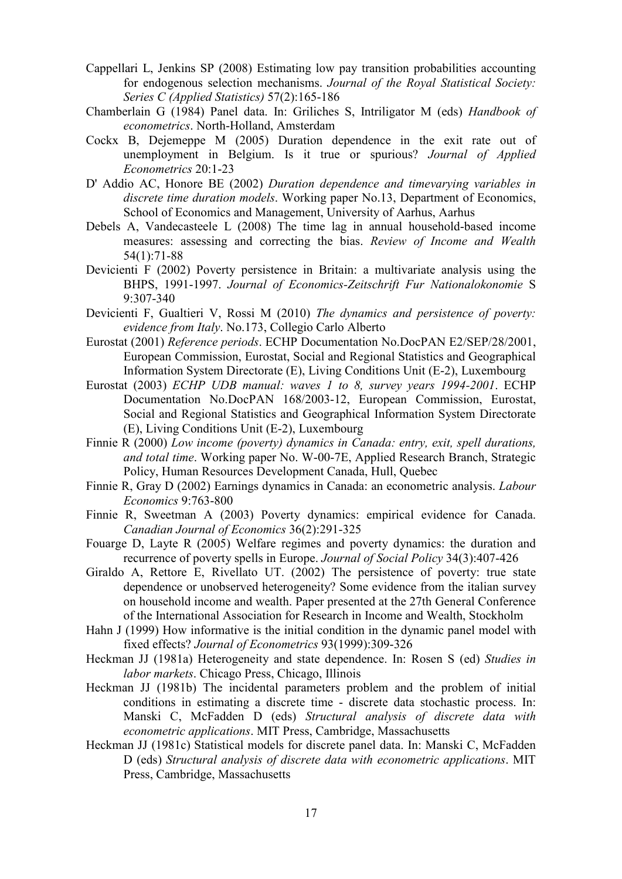Cappellari L, Jenkins SP (2008) Estimating low pay transition probabilities accounting for endogenous selection mechanisms. *Journal of the Royal Statistical Society: Series C (Applied Statistics)* 57(2):165-186

Chamberlain G (1984) Panel data. In: Griliches S, Intriligator M (eds) *Handbook of econometrics*. North-Holland, Amsterdam

Cockx B, Dejemeppe M (2005) Duration dependence in the exit rate out of unemployment in Belgium. Is it true or spurious? *Journal of Applied Econometrics* 20:1-23

D' Addio AC, Honore BE (2002) *Duration dependence and timevarying variables in discrete time duration models*. Working paper No.13, Department of Economics, School of Economics and Management, University of Aarhus, Aarhus

Debels A, Vandecasteele L (2008) The time lag in annual household-based income measures: assessing and correcting the bias. *Review of Income and Wealth* 54(1):71-88

Devicienti F (2002) Poverty persistence in Britain: a multivariate analysis using the BHPS, 1991-1997. *Journal of Economics-Zeitschrift Fur Nationalokonomie* S 9:307-340

Devicienti F, Gualtieri V, Rossi M (2010) *The dynamics and persistence of poverty: evidence from Italy*. No.173, Collegio Carlo Alberto

Eurostat (2001) *Reference periods*. ECHP Documentation No.DocPAN E2/SEP/28/2001, European Commission, Eurostat, Social and Regional Statistics and Geographical Information System Directorate (E), Living Conditions Unit (E-2), Luxembourg

Eurostat (2003) *ECHP UDB manual: waves 1 to 8, survey years 1994-2001*. ECHP Documentation No.DocPAN 168/2003-12, European Commission, Eurostat, Social and Regional Statistics and Geographical Information System Directorate (E), Living Conditions Unit (E-2), Luxembourg

Finnie R (2000) *Low income (poverty) dynamics in Canada: entry, exit, spell durations, and total time*. Working paper No. W-00-7E, Applied Research Branch, Strategic Policy, Human Resources Development Canada, Hull, Quebec

Finnie R, Gray D (2002) Earnings dynamics in Canada: an econometric analysis. *Labour Economics* 9:763-800

Finnie R, Sweetman A (2003) Poverty dynamics: empirical evidence for Canada. *Canadian Journal of Economics* 36(2):291-325

Fouarge D, Layte R (2005) Welfare regimes and poverty dynamics: the duration and recurrence of poverty spells in Europe. *Journal of Social Policy* 34(3):407-426

Giraldo A, Rettore E, Rivellato UT. (2002) The persistence of poverty: true state dependence or unobserved heterogeneity? Some evidence from the italian survey on household income and wealth. Paper presented at the 27th General Conference of the International Association for Research in Income and Wealth, Stockholm

Hahn J (1999) How informative is the initial condition in the dynamic panel model with fixed effects? *Journal of Econometrics* 93(1999):309-326

Heckman JJ (1981a) Heterogeneity and state dependence. In: Rosen S (ed) *Studies in labor markets*. Chicago Press, Chicago, Illinois

Heckman JJ (1981b) The incidental parameters problem and the problem of initial conditions in estimating a discrete time - discrete data stochastic process. In: Manski C, McFadden D (eds) *Structural analysis of discrete data with econometric applications*. MIT Press, Cambridge, Massachusetts

Heckman JJ (1981c) Statistical models for discrete panel data. In: Manski C, McFadden D (eds) *Structural analysis of discrete data with econometric applications*. MIT Press, Cambridge, Massachusetts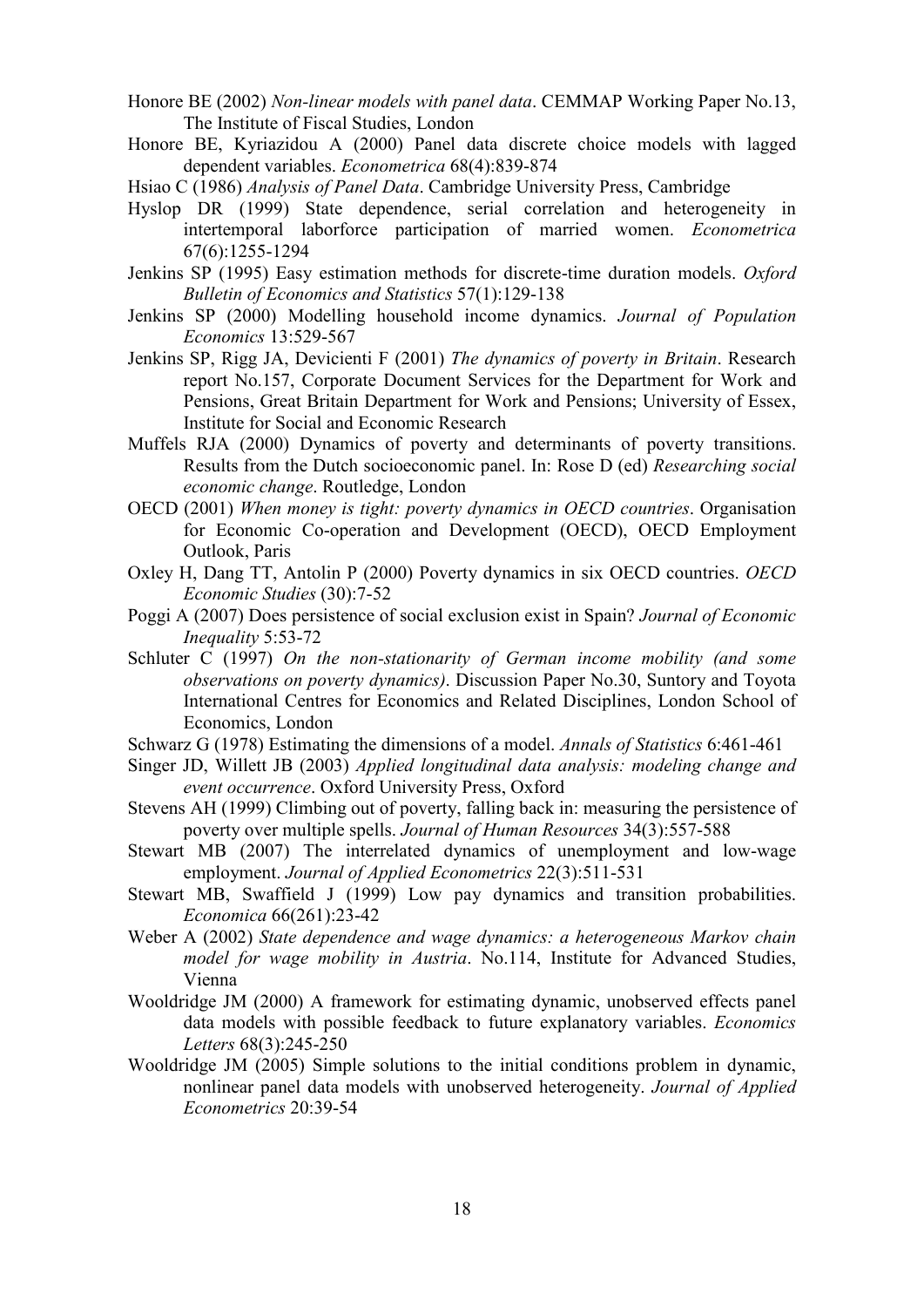Honore BE (2002) *Non-linear models with panel data*. CEMMAP Working Paper No.13, The Institute of Fiscal Studies, London

Honore BE, Kyriazidou A (2000) Panel data discrete choice models with lagged dependent variables. *Econometrica* 68(4):839-874

Hsiao C (1986) *Analysis of Panel Data*. Cambridge University Press, Cambridge

Hyslop DR (1999) State dependence, serial correlation and heterogeneity in intertemporal laborforce participation of married women. *Econometrica* 67(6):1255-1294

Jenkins SP (1995) Easy estimation methods for discrete-time duration models. *Oxford Bulletin of Economics and Statistics* 57(1):129-138

Jenkins SP (2000) Modelling household income dynamics. *Journal of Population Economics* 13:529-567

Jenkins SP, Rigg JA, Devicienti F (2001) *The dynamics of poverty in Britain*. Research report No.157, Corporate Document Services for the Department for Work and Pensions, Great Britain Department for Work and Pensions; University of Essex, Institute for Social and Economic Research

Muffels RJA (2000) Dynamics of poverty and determinants of poverty transitions. Results from the Dutch socioeconomic panel. In: Rose D (ed) *Researching social economic change*. Routledge, London

OECD (2001) *When money is tight: poverty dynamics in OECD countries*. Organisation for Economic Co-operation and Development (OECD), OECD Employment Outlook, Paris

Oxley H, Dang TT, Antolin P (2000) Poverty dynamics in six OECD countries. *OECD Economic Studies* (30):7-52

Poggi A (2007) Does persistence of social exclusion exist in Spain? *Journal of Economic Inequality* 5:53-72

Schluter C (1997) *On the non-stationarity of German income mobility (and some observations on poverty dynamics)*. Discussion Paper No.30, Suntory and Toyota International Centres for Economics and Related Disciplines, London School of Economics, London

Schwarz G (1978) Estimating the dimensions of a model. *Annals of Statistics* 6:461-461

Singer JD, Willett JB (2003) *Applied longitudinal data analysis: modeling change and event occurrence*. Oxford University Press, Oxford

Stevens AH (1999) Climbing out of poverty, falling back in: measuring the persistence of poverty over multiple spells. *Journal of Human Resources* 34(3):557-588

Stewart MB (2007) The interrelated dynamics of unemployment and low-wage employment. *Journal of Applied Econometrics* 22(3):511-531

Stewart MB, Swaffield J (1999) Low pay dynamics and transition probabilities. *Economica* 66(261):23-42

Weber A (2002) *State dependence and wage dynamics: a heterogeneous Markov chain model for wage mobility in Austria*. No.114, Institute for Advanced Studies, Vienna

Wooldridge JM (2000) A framework for estimating dynamic, unobserved effects panel data models with possible feedback to future explanatory variables. *Economics Letters* 68(3):245-250

Wooldridge JM (2005) Simple solutions to the initial conditions problem in dynamic, nonlinear panel data models with unobserved heterogeneity. *Journal of Applied Econometrics* 20:39-54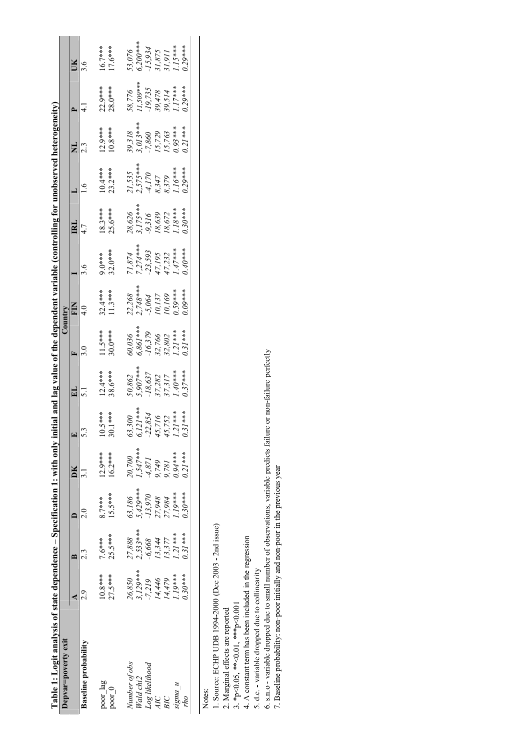**Table 1: Logit analysis of state dependence – Specification 1: with only initial and lag value of the dependent variable (controlling for unobserved heterogeneity)**

| Depvar=poverty exit | Country | | | | | | | | | | | | | |
|---|---|---|---|---|---|---|---|---|---|---|---|---|---|---|
| | A | B | D | DK | E | EL | F | FIN | I | IRL | L | NL | P | UK |
| **Baseline probability** | 2.9 | 2.3 | 2.0 | 3.1 | 5.3 | 5.1 | 3.0 | 4.0 | 3.6 | 4.7 | 1.6 | 2.3 | 4.1 | 3.6 |
| poor_lag | 10.8*** | 7.6*** | 8.7*** | 12.9*** | 10.5*** | 12.4*** | 11.5*** | 32.4*** | 9.0*** | 18.3*** | 10.4*** | 12.9*** | 22.9*** | 16.7*** |
| poor_0 | 27.5*** | 25.5*** | 15.5*** | 16.2*** | 30.1*** | 38.6*** | 30.0*** | 11.3*** | 32.0*** | 25.6*** | 23.2*** | 10.8*** | 28.0*** | 17.6*** |
| *Number of obs* | *26,850* | *27,888* | *63,186* | *20,700* | *63,300* | *50,862* | *60,036* | *22,268* | *71,874* | *28,626* | *21,535* | *39,318* | *58,776* | *53,076* |
| *Wald chi2* | *3,129**** | *2,533**** | *5,429**** | *1,547**** | *6,121**** | *5,907**** | *6,861**** | *2,748**** | *7,274**** | *3,175**** | *2,575**** | *3,013**** | *11,509**** | *6,200**** |
| *Log likelihood* | *-7,219* | *-6,668* | *-13,970* | *-4,871* | *-22,854* | *-18,637* | *-16,379* | *-5,064* | *-23,593* | *-9,316* | *-4,170* | *-7,860* | *-19,735* | *-15,934* |
| *AIC* | *14,446* | *13,344* | *27,948* | *9,749* | *45,716* | *37,282* | *32,766* | *10,137* | *47,195* | *18,639* | *8,347* | *15,729* | *39,478* | *31,875* |
| *BIC* | *14,479* | *13,377* | *27,984* | *9,781* | *45,752* | *37,317* | *32,802* | *10,169* | *47,232* | *18,672* | *8,379* | *15,763* | *39,514* | *31,911* |
| *sigma_u* | *1.19**** | *1.21**** | *1.19**** | *0.94**** | *1.21**** | *1.40**** | *1.21**** | *0.59**** | *1.47**** | *1.18**** | *1.16**** | *0.93**** | *1.17**** | *1.15**** |
| *rho* | *0.30**** | *0.31**** | *0.30**** | *0.21**** | *0.31**** | *0.37**** | *0.31**** | *0.09**** | *0.40**** | *0.30**** | *0.29**** | *0.21**** | *0.29**** | *0.29**** |

Notes:
1. Source: ECHP UDB 1994-2000 (Dec 2003 - 2nd issue)
2. Marginal effects are reported
3. *p<0.05, **<0.01, ***p<0.001
4. A constant term has been included in the regression
5. d.c. - variable dropped due to collinearity
6. s.n.o - variable dropped due to small number of observations, variable predicts failure or non-failure perfectly
7. Baseline probability: non-poor initially and non-poor in the previous year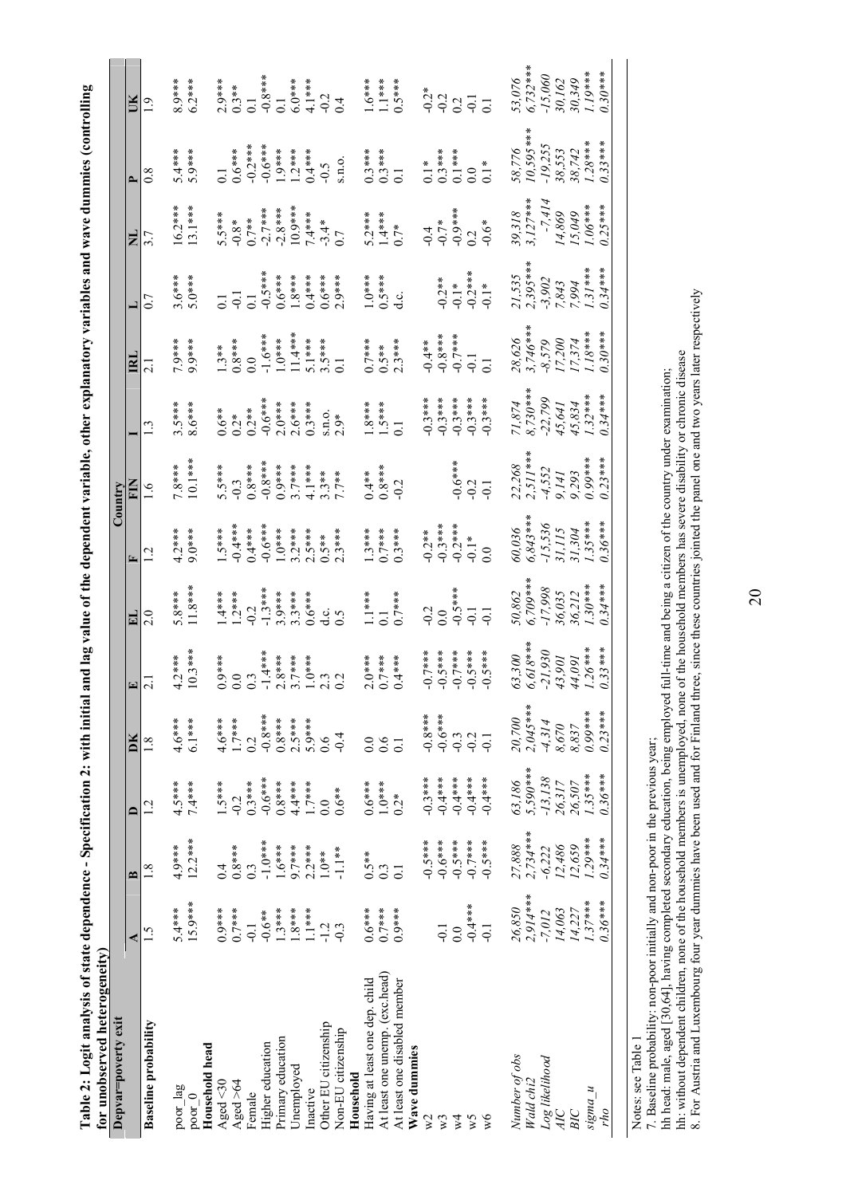**Table 2: Logit analysis of state dependence - Specification 2: with initial and lag value of the dependent variable, other explanatory variables and wave dummies (controlling for unobserved heterogeneity)**

| Depvar=poverty exit | Country | | | | | | | | | | | | | |
|---|---|---|---|---|---|---|---|---|---|---|---|---|---|---|
| | A | B | D | DK | E | EL | F | FIN | I | IRL | L | NL | P | UK |
| **Baseline probability** | 1.5 | 1.8 | 1.2 | 1.8 | 2.1 | 2.0 | 1.2 | 1.6 | 1.3 | 2.1 | 0.7 | 3.7 | 0.8 | 1.9 |
| poor_lag | 5.4*** | 4.9*** | 4.5*** | 4.6*** | 4.2*** | 5.8*** | 4.2*** | 7.8*** | 3.5*** | 7.9*** | 3.6*** | 16.2*** | 5.4*** | 8.9*** |
| poor_0 | 15.9*** | 12.2*** | 7.4*** | 6.1*** | 10.3*** | 11.8*** | 9.0*** | 10.1*** | 8.6*** | 9.9*** | 5.0*** | 13.1*** | 5.9*** | 6.2*** |
| **Household head** | | | | | | | | | | | | | | |
| Aged <30 | 0.9*** | 0.4 | 1.5*** | 4.6*** | 0.9*** | 1.4*** | 1.5*** | 5.5*** | 0.6** | 1.3** | 0.1 | 5.5*** | 0.1 | 2.9*** |
| Aged >64 | 0.7*** | 0.8*** | -0.2 | 1.7*** | 0.0 | 1.2*** | -0.4*** | -0.3 | 0.2* | 0.8*** | -0.1 | -0.8* | 0.6*** | 0.3** |
| Female | -0.1 | 0.3 | 0.3*** | 0.2 | 0.3 | -0.2 | 0.4*** | 0.8*** | 0.2** | 0.0 | 0.1 | 0.7** | -0.2*** | 0.1 |
| Higher education | -0.6** | -1.0*** | -0.6*** | -0.8*** | -1.4*** | -1.3*** | -0.6*** | -0.8*** | -0.6*** | -1.6*** | -0.5*** | -2.7*** | -0.6*** | -0.8*** |
| Primary education | 1.3*** | 1.6** | 0.8*** | 0.8*** | 2.8*** | 3.9*** | 1.0*** | 0.9*** | 2.0*** | 1.0*** | 0.6*** | -2.8*** | 1.9*** | 0.1 |
| Unemployed | 1.8*** | 9.7*** | 4.4*** | 2.5*** | 3.7*** | 3.3*** | 3.2*** | 3.7*** | 2.6*** | 11.4*** | 1.8*** | 10.9*** | 1.2*** | 6.0*** |
| Inactive | 1.1*** | 2.2*** | 1.7*** | 5.9*** | 1.0*** | 0.6*** | 2.5*** | 4.1*** | 0.3*** | 5.1*** | 0.4*** | 7.4*** | 0.4*** | 4.1*** |
| Other EU citizenship | -1.2 | 1.0** | 0.0 | 0.6 | 2.3 | d.c. | 0.5** | 3.3** | s.n.o. | 3.5*** | 0.6*** | -3.4* | -0.5 | -0.2 |
| Non-EU citizenship | -0.3 | -1.1** | 0.6** | -0.4 | 0.2 | 0.5 | 2.3*** | 7.7** | 2.9* | 0.1 | 2.9*** | 0.7 | s.n.o. | 0.4 |
| **Household** | | | | | | | | | | | | | | |
| Having at least one dep. child | 0.6*** | 0.5** | 0.6*** | 0.0 | 2.0*** | 1.1*** | 1.3*** | 0.4** | 1.8*** | 0.7*** | 1.0*** | 5.2*** | 0.3*** | 1.6*** |
| At least one unemp. (exc.head) | 0.7*** | 0.3 | 1.0*** | 0.6 | 0.7*** | 0.1 | 0.7*** | 0.8*** | 1.5*** | 0.5** | 0.5*** | 1.4*** | 0.3*** | 1.1*** |
| At least one disabled member | 0.9*** | 0.1 | 0.2* | 0.1 | 0.4*** | 0.7*** | 0.3*** | -0.2 | 0.1 | 2.3*** | d.c. | 0.7* | 0.1 | 0.5*** |
| **Wave dummies** | | | | | | | | | | | | | | |
| w2 | | -0.5*** | -0.3*** | -0.8*** | -0.7*** | -0.2 | -0.2** | | -0.3*** | -0.4** | | -0.4 | 0.1* | -0.2* |
| w3 | -0.1 | -0.6*** | -0.4*** | -0.6*** | -0.5*** | 0.0 | -0.3*** | | -0.3*** | -0.8*** | -0.2** | -0.7* | 0.3*** | -0.2 |
| w4 | 0.0 | -0.5*** | -0.4*** | -0.3 | -0.7*** | -0.5*** | -0.2*** | -0.6*** | -0.3*** | -0.7*** | -0.1* | -0.9*** | 0.1*** | 0.2 |
| w5 | -0.4*** | -0.7*** | -0.4*** | -0.2 | -0.5*** | -0.1 | -0.1* | -0.2 | -0.3*** | -0.1 | -0.2*** | 0.2 | 0.0 | -0.1 |
| w6 | -0.1 | -0.5*** | -0.4*** | -0.1 | -0.5*** | -0.1 | 0.0 | -0.1 | -0.3*** | -0.1 | -0.1* | -0.6* | 0.1* | 0.1 |
| *Number of obs* | *26,850* | *27,888* | *63,186* | *20,700* | *63,300* | *50,862* | *60,036* | *22,268* | *71,874* | *28,626* | *21,535* | *39,318* | *58,776* | *53,076* |
| *Wald chi2* | *2,914**** | *2,734**** | *5,590**** | *2,045**** | *6,618**** | *6,709**** | *6,843**** | *2,511**** | *8,730**** | *3,746**** | *2,395**** | *3,127**** | *10,595**** | *6,732**** |
| *Log likelihood* | *-7,012* | *-6,222* | *-13,138* | *-4,314* | *-21,930* | *-17,998* | *-15,536* | *-4,552* | *-22,799* | *-8,579* | *-3,902* | *-7,414* | *-19,255* | *-15,060* |
| *AIC* | *14,063* | *12,486* | *26,317* | *8,670* | *43,901* | *36,035* | *31,115* | *9,141* | *45,641* | *17,200* | *7,843* | *14,869* | *38,553* | *30,162* |
| *BIC* | *14,227* | *12,659* | *26,507* | *8,837* | *44,091* | *36,212* | *31,304* | *9,293* | *45,834* | *17,374* | *7,994* | *15,049* | *38,742* | *30,349* |
| *sigma_u* | *1.37**** | *1.29**** | *1.35**** | *0.99**** | *1.26**** | *1.30**** | *1.35**** | *0.99**** | *1.32**** | *1.18**** | *1.31**** | *1.06**** | *1.28**** | *1.19**** |
| *rho* | *0.36**** | *0.34**** | *0.36**** | *0.23**** | *0.33**** | *0.34**** | *0.36**** | *0.23**** | *0.34**** | *0.30**** | *0.34**** | *0.25**** | *0.33**** | *0.30**** |

Notes: see Table 1

7. Baseline probability: non-poor initially and non-poor in the previous year;
hh head: male, aged [30,64], having completed secondary education, being employed full-time and being a citizen of the country under examination;
hh: without dependent children, none of the household members is unemployed, none of the household members has severe disability or chronic disease
8. For Austria and Luxembourg four year dummies have been used and for Finland three, since these countries jointed the panel one and two years later respectively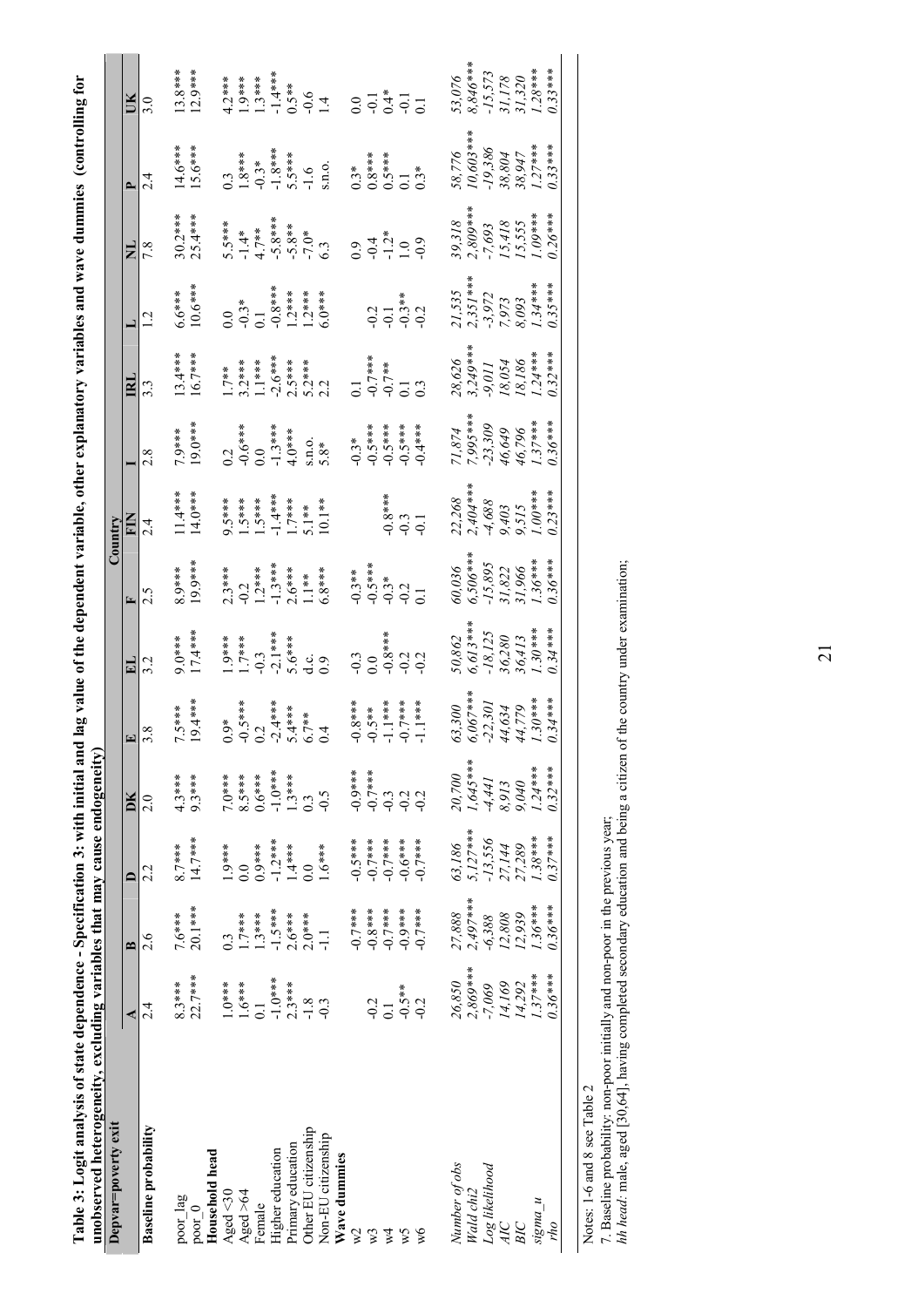**Table 3: Logit analysis of state dependence - Specification 3: with initial and lag value of the dependent variable, other explanatory variables and wave dummies (controlling for unobserved heterogeneity, excluding variables that may cause endogeneity)**

| Depvar=poverty exit | Country | | | | | | | | | | | | | |
|---|---|---|---|---|---|---|---|---|---|---|---|---|---|---|
| | A | B | D | DK | E | EL | F | FIN | I | IRL | L | NL | P | UK |
| **Baseline probability** | 2.4 | 2.6 | 2.2 | 2.0 | 3.8 | 3.2 | 2.5 | 2.4 | 2.8 | 3.3 | 1.2 | 7.8 | 2.4 | 3.0 |
| | | | | | | | | | | | | | | |
| poor_lag | 8.3*** | 7.6*** | 8.7*** | 4.3*** | 7.5*** | 9.0*** | 8.9*** | 11.4*** | 7.9*** | 13.4*** | 6.6*** | 30.2*** | 14.6*** | 13.8*** |
| poor_0 | 22.7*** | 20.1*** | 14.7*** | 9.3*** | 19.4*** | 17.4*** | 19.9*** | 14.0*** | 19.0*** | 16.7*** | 10.6*** | 25.4*** | 15.6*** | 12.9*** |
| **Household head** | | | | | | | | | | | | | | |
| Aged <30 | 1.0*** | 0.3 | 1.9*** | 7.0*** | 0.9* | 1.9*** | 2.3*** | 9.5*** | 0.2 | 1.7** | 0.0 | 5.5*** | 0.3 | 4.2*** |
| Aged >64 | 1.6*** | 1.7*** | 0.0 | 8.5*** | -0.5*** | 1.7*** | -0.2 | 1.5*** | -0.6*** | 3.2*** | -0.3* | -1.4* | 1.8*** | 1.9*** |
| Female | 0.1 | 1.3*** | 0.9*** | 0.6*** | 0.2 | -0.3 | 1.2*** | 1.5*** | 0.0 | 1.1*** | 0.1 | 4.7** | -0.3* | 1.3*** |
| Higher education | -1.0*** | -1.5*** | -1.2*** | -1.0*** | -2.4*** | -2.1*** | -1.3*** | -1.4*** | -1.3*** | -2.6*** | -0.8*** | -5.8*** | -1.8*** | -1.4*** |
| Primary education | 2.3*** | 2.6*** | 1.4*** | 1.3*** | 5.4*** | 5.6*** | 2.6*** | 1.7*** | 4.0*** | 2.5*** | 1.2*** | -5.8* | 5.5*** | 0.5** |
| Other EU citizenship | -1.8 | 2.0*** | 0.0 | 0.3 | 6.7** | d.c. | 1.1** | 5.1** | s.n.o. | 5.2*** | 1.2*** | -7.0* | -1.6 | -0.6 |
| Non-EU citizenship | -0.3 | -1.1 | 1.6*** | -0.5 | 0.4 | 0.9 | 6.8*** | 10.1** | 5.8* | 2.2 | 6.0*** | 6.3 | s.n.o. | 1.4 |
| **Wave dummies** | | | | | | | | | | | | | | |
| w2 | | -0.7*** | -0.5*** | -0.9*** | -0.8*** | -0.3 | -0.3** | | -0.3* | 0.1 | | 0.9 | 0.3* | 0.0 |
| w3 | -0.2 | -0.8*** | -0.7*** | -0.7*** | -0.5** | 0.0 | -0.5*** | | -0.5*** | -0.7*** | -0.2 | -0.4 | 0.8*** | -0.1 |
| w4 | 0.1 | -0.7*** | -0.7*** | -0.3 | -1.1*** | -0.8*** | -0.3* | -0.8*** | -0.5*** | -0.7** | -0.1 | -1.2* | 0.5*** | 0.4* |
| w5 | -0.5** | -0.9*** | -0.6*** | -0.2 | -0.7*** | -0.2 | -0.2 | -0.3 | -0.5*** | 0.1 | -0.3** | 1.0 | 0.1 | -0.1 |
| w6 | -0.2 | -0.7*** | -0.7*** | -0.2 | -1.1*** | -0.2 | 0.1 | -0.1 | -0.4*** | 0.3 | -0.2 | -0.9 | 0.3* | 0.1 |
| | | | | | | | | | | | | | | |
| *Number of obs* | *26,850* | *27,888* | *63,186* | *20,700* | *63,300* | *50,862* | *60,036* | *22,268* | *71,874* | *28,626* | *21,535* | *39,318* | *58,776* | *53,076* |
| *Wald chi2* | *2,869**** | *2,497**** | *5,127**** | *1,645**** | *6,067**** | *6,613**** | *6,506**** | *2,404**** | *7,995**** | *3,249**** | *2,351**** | *2,809**** | *10,603**** | *8,846**** |
| *Log likelihood* | *-7,069* | *-6,388* | *-13,556* | *-4,441* | *-22,301* | *-18,125* | *-15,895* | *-4,688* | *-23,309* | *-9,011* | *-3,972* | *-7,693* | *-19,386* | *-15,573* |
| *AIC* | *14,169* | *12,808* | *27,144* | *8,913* | *44,634* | *36,280* | *31,822* | *9,403* | *46,649* | *18,054* | *7,973* | *15,418* | *38,804* | *31,178* |
| *BIC* | *14,292* | *12,939* | *27,289* | *9,040* | *44,779* | *36,413* | *31,966* | *9,515* | *46,796* | *18,186* | *8,093* | *15,555* | *38,947* | *31,320* |
| *sigma_u* | *1.37**** | *1.36**** | *1.38**** | *1.24**** | *1.30**** | *1.30**** | *1.36**** | *1.00**** | *1.37**** | *1.24**** | *1.34**** | *1.09**** | *1.27**** | *1.28**** |
| *rho* | *0.36**** | *0.36**** | *0.37**** | *0.32**** | *0.34**** | *0.34**** | *0.36**** | *0.23**** | *0.36**** | *0.32**** | *0.35**** | *0.26**** | *0.33**** | *0.33**** |

Notes: 1-6 and 8 see Table 2

7. Baseline probability: non-poor initially and non-poor in the previous year;

*hh head*: male, aged [30,64], having completed secondary education and being a citizen of the country under examination;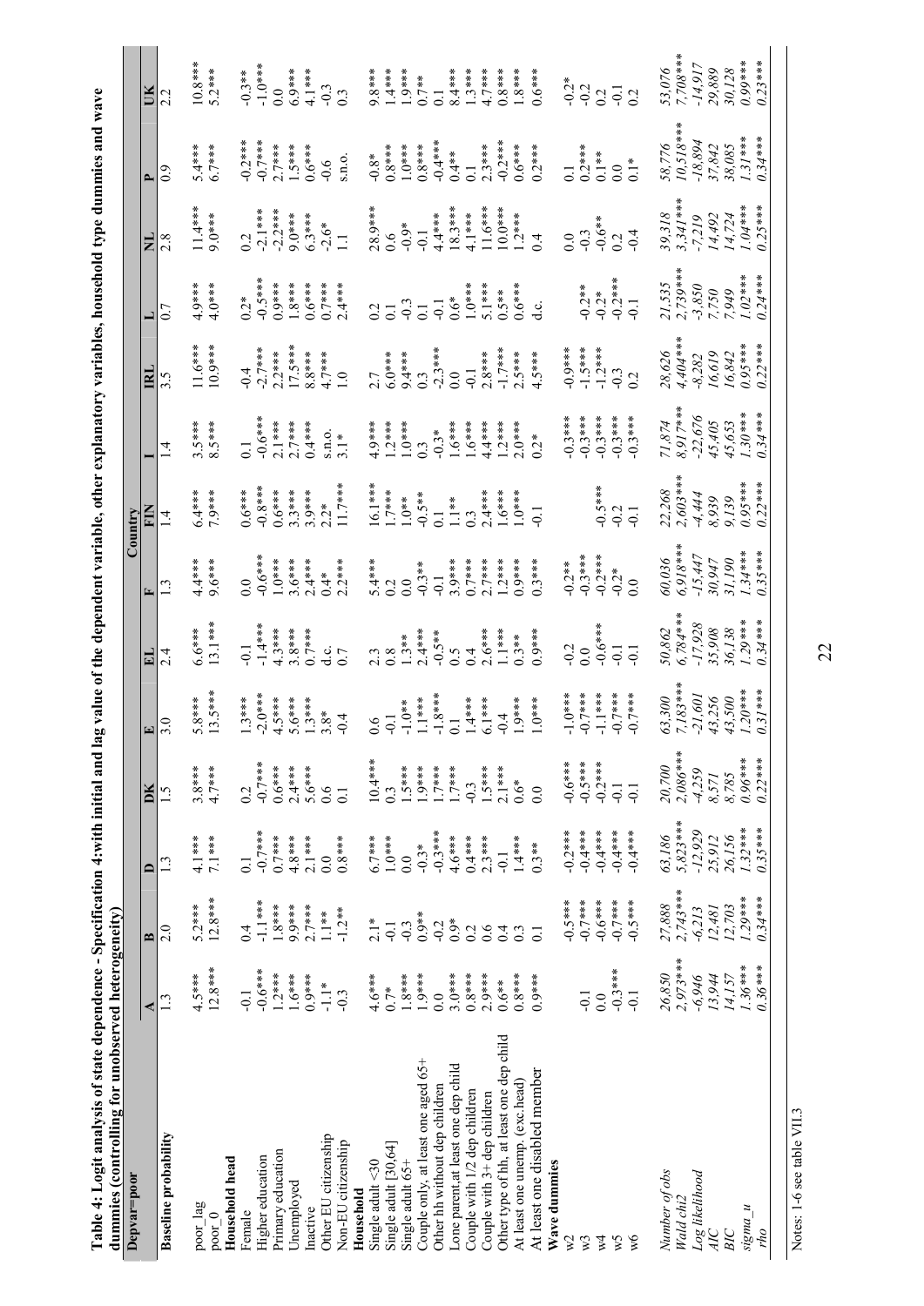**Table 4: Logit analysis of state dependence - Specification 4:with initial and lag value of the dependent variable, other explanatory variables, household type dummies and wave dummies (controlling for unobserved heterogeneity)**

| Depvar=poor | A | B | D | DK | E | EL | F | FIN | I | IRL | L | NL | P | UK |
|---|---|---|---|---|---|---|---|---|---|---|---|---|---|---|
| | | | | | | | Country | | | | | | | |
| **Baseline probability** | 1.3 | 2.0 | 1.3 | 1.5 | 3.0 | 2.4 | 1.3 | 1.4 | 1.4 | 3.5 | 0.7 | 2.8 | 0.9 | 2.2 |
| poor_lag | 4.5*** | 5.2*** | 4.1*** | 3.8*** | 5.8*** | 6.6*** | 4.4*** | 6.4*** | 3.5*** | 11.6*** | 4.9*** | 11.4*** | 5.4*** | 10.8*** |
| poor_0 | 12.8*** | 12.8*** | 7.1*** | 4.7*** | 13.5*** | 13.1*** | 9.6*** | 7.9*** | 8.5*** | 10.9*** | 4.0*** | 9.0*** | 6.7*** | 5.2*** |
| **Household head** | | | | | | | | | | | | | | |
| Female | -0.1 | 0.4 | 0.1 | 0.2 | 1.3*** | -0.1 | 0.0 | 0.6*** | 0.1 | -0.4 | 0.2* | 0.2 | -0.2*** | -0.3** |
| Higher education | -0.6*** | -1.1*** | -0.7*** | -0.7*** | -2.0*** | -1.4*** | -0.6*** | -0.8*** | -0.6*** | -2.7*** | -0.5*** | -2.1*** | -0.7*** | -1.0*** |
| Primary education | 1.2*** | 1.8*** | 0.7*** | 0.6*** | 4.5*** | 4.3*** | 1.0*** | 0.6*** | 2.1*** | 2.2*** | 0.9*** | -2.2*** | 2.7*** | 0.0 |
| Unemployed | 1.6*** | 9.9*** | 4.8*** | 2.4*** | 5.6*** | 3.8*** | 3.6*** | 3.3*** | 2.7*** | 17.5*** | 1.8*** | 9.0*** | 1.5*** | 6.9*** |
| Inactive | 0.9*** | 2.7*** | 2.1*** | 5.6*** | 1.3*** | 0.7*** | 2.4*** | 3.9*** | 0.4*** | 8.8*** | 0.6*** | 6.3*** | 0.6*** | 4.1*** |
| Other EU citizenship | -1.1* | 1.1** | 0.0 | 0.6 | 3.8* | d.c. | 0.4* | 2.2* | s.n.o. | 4.7*** | 0.7*** | -2.6* | -0.6 | -0.3 |
| Non-EU citizenship | -0.3 | -1.2** | 0.8*** | 0.1 | -0.4 | 0.7 | 2.2*** | 11.7*** | 3.1* | 1.0 | 2.4*** | 1.1 | s.n.o. | 0.3 |
| **Household** | | | | | | | | | | | | | | |
| Single adult <30 | 4.6*** | 2.1* | 6.7*** | 10.4*** | 0.6 | 2.3 | 5.4*** | 16.1*** | 4.9*** | 2.7 | 0.2 | 28.9*** | -0.8* | 9.8*** |
| Single adult [30,64] | 0.7* | -0.1 | 1.0*** | 0.3 | -0.1 | 0.8 | 0.2 | 1.7*** | 1.2*** | 6.0*** | 0.1 | 0.6 | 0.8*** | 1.4*** |
| Single adult 65+ | 1.8*** | -0.3 | 0.0 | 1.5*** | -1.0** | 1.3** | 0.0 | 1.0** | 1.0*** | 9.4*** | -0.3 | -0.9* | 1.0*** | 1.9*** |
| Couple only, at least one aged 65+ | 1.9*** | 0.9** | -0.3* | 1.9*** | 1.1*** | 2.4*** | -0.3** | -0.5** | 0.3 | 0.3 | 0.1 | -0.1 | 0.8*** | 0.7** |
| Other hh without dep children | 0.0 | -0.2 | -0.3*** | 1.7*** | -1.8*** | -0.5** | -0.1 | 0.1 | -0.3* | -2.3*** | -0.1 | 4.4*** | -0.4*** | 0.1 |
| Lone parent,at least one dep child | 3.0*** | 0.9* | 4.6*** | 1.7*** | 0.1 | 0.5 | 3.9*** | 1.1** | 1.6*** | 0.0 | 0.6* | 18.3*** | 0.4* | 8.4*** |
| Couple with 1/2 dep children | 0.8*** | 0.2 | 0.4*** | -0.3 | 1.4*** | 0.4 | 0.7*** | 0.3 | 1.6*** | -0.1 | 1.0*** | 4.1*** | 0.1 | 1.3*** |
| Couple with 3+ dep children | 2.9*** | 0.6 | 2.3*** | 1.5*** | 6.1*** | 2.6*** | 2.7*** | 2.4*** | 4.4*** | 2.8*** | 5.1*** | 11.6*** | 2.3*** | 4.7*** |
| Other type of hh, at least one dep child | 0.6** | 0.4 | -0.1 | 2.1*** | -0.4 | 1.1*** | 1.2*** | 1.6*** | 1.2*** | -1.7*** | 0.5** | 10.0*** | -0.2*** | 0.8*** |
| At least one unemp. (exc.head) | 0.8*** | 0.3 | 1.4*** | 0.6* | 1.9*** | 0.3** | 0.9*** | 1.0*** | 2.0*** | 2.5*** | 0.6*** | 1.2*** | 0.6*** | 1.8*** |
| At least one disabled member | 0.9*** | 0.1 | 0.3** | 0.0 | 1.0*** | 0.9*** | 0.3*** | -0.1 | 0.2* | 4.5*** | d.c. | 0.4 | 0.2*** | 0.6*** |
| **Wave dummies** | | | | | | | | | | | | | | |
| w2 | | -0.5*** | -0.2*** | -0.6*** | -1.0*** | -0.2 | -0.2** | | -0.3*** | -0.9*** | | 0.0 | 0.1 | -0.2* |
| w3 | -0.1 | -0.7*** | -0.4*** | -0.5*** | -0.7*** | 0.0 | -0.3*** | | -0.3*** | -1.5*** | -0.2** | -0.3 | 0.2*** | -0.2 |
| w4 | 0.0 | -0.6*** | -0.4*** | -0.2*** | -1.1*** | -0.6*** | -0.2*** | -0.5*** | -0.3*** | -1.2*** | -0.2* | -0.6** | 0.1** | 0.2 |
| w5 | -0.3*** | -0.7*** | -0.4*** | -0.1 | -0.7*** | -0.1 | -0.2* | -0.2 | -0.3*** | -0.3 | -0.2*** | 0.2 | 0.0 | -0.1 |
| w6 | -0.1 | -0.5*** | -0.4*** | -0.1 | -0.7*** | -0.1 | 0.0 | -0.1 | -0.3*** | 0.2 | -0.1 | -0.4 | 0.1* | 0.2 |
| *Number of obs* | *26,850* | *27,888* | *63,186* | *20,700* | *63,300* | *50,862* | *60,036* | *22,268* | *71,874* | *28,626* | *21,535* | *39,318* | *58,776* | *53,076* |
| *Wald chi2* | *2,973**** | *2,743**** | *5,823**** | *2,086**** | *7,183**** | *6,784**** | *6,918**** | *2,603**** | *8,917**** | *4,404**** | *2,739**** | *3,341**** | *10,518**** | *7,708**** |
| *Log likelihood* | *-6,946* | *-6,213* | *-12,929* | *-4,259* | *-21,601* | *-17,928* | *-15,447* | *-4,444* | *-22,676* | *-8,282* | *-3,850* | *-7,219* | *-18,894* | *-14,917* |
| *AIC* | *13,944* | *12,481* | *25,912* | *8,571* | *43,256* | *35,908* | *30,947* | *8,939* | *45,405* | *16,619* | *7,750* | *14,492* | *37,842* | *29,889* |
| *BIC* | *14,157* | *12,703* | *26,156* | *8,785* | *43,500* | *36,138* | *31,190* | *9,139* | *45,653* | *16,842* | *7,949* | *14,724* | *38,085* | *30,128* |
| *sigma_u* | *1.36**** | *1.29**** | *1.32**** | *0.96**** | *1.20**** | *1.29**** | *1.34**** | *0.95**** | *1.30**** | *0.95**** | *1.02**** | *1.04**** | *1.31**** | *0.99**** |
| *rho* | *0.36**** | *0.34**** | *0.35**** | *0.22**** | *0.31**** | *0.34**** | *0.35**** | *0.22**** | *0.34**** | *0.22**** | *0.24**** | *0.25**** | *0.34**** | *0.23**** |

Notes: 1-6 see table VII.3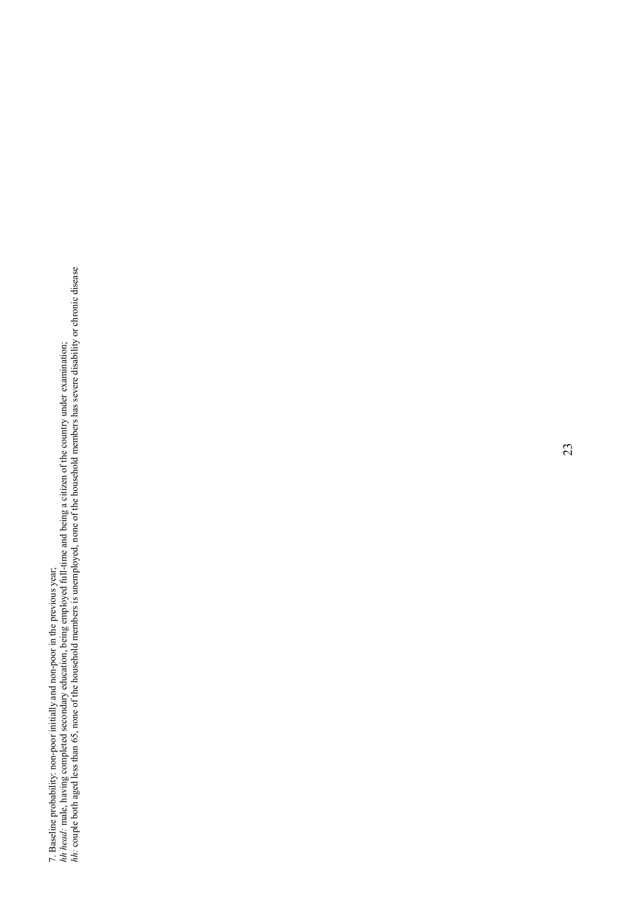7. Baseline probability: non-poor initially and non-poor in the previous year;

*hh head*: male, having completed secondary education, being employed full-time and being a citizen of the country under examination;

*hh*: couple both aged less than 65, none of the household members is unemployed, none of the household members has severe disability or chronic disease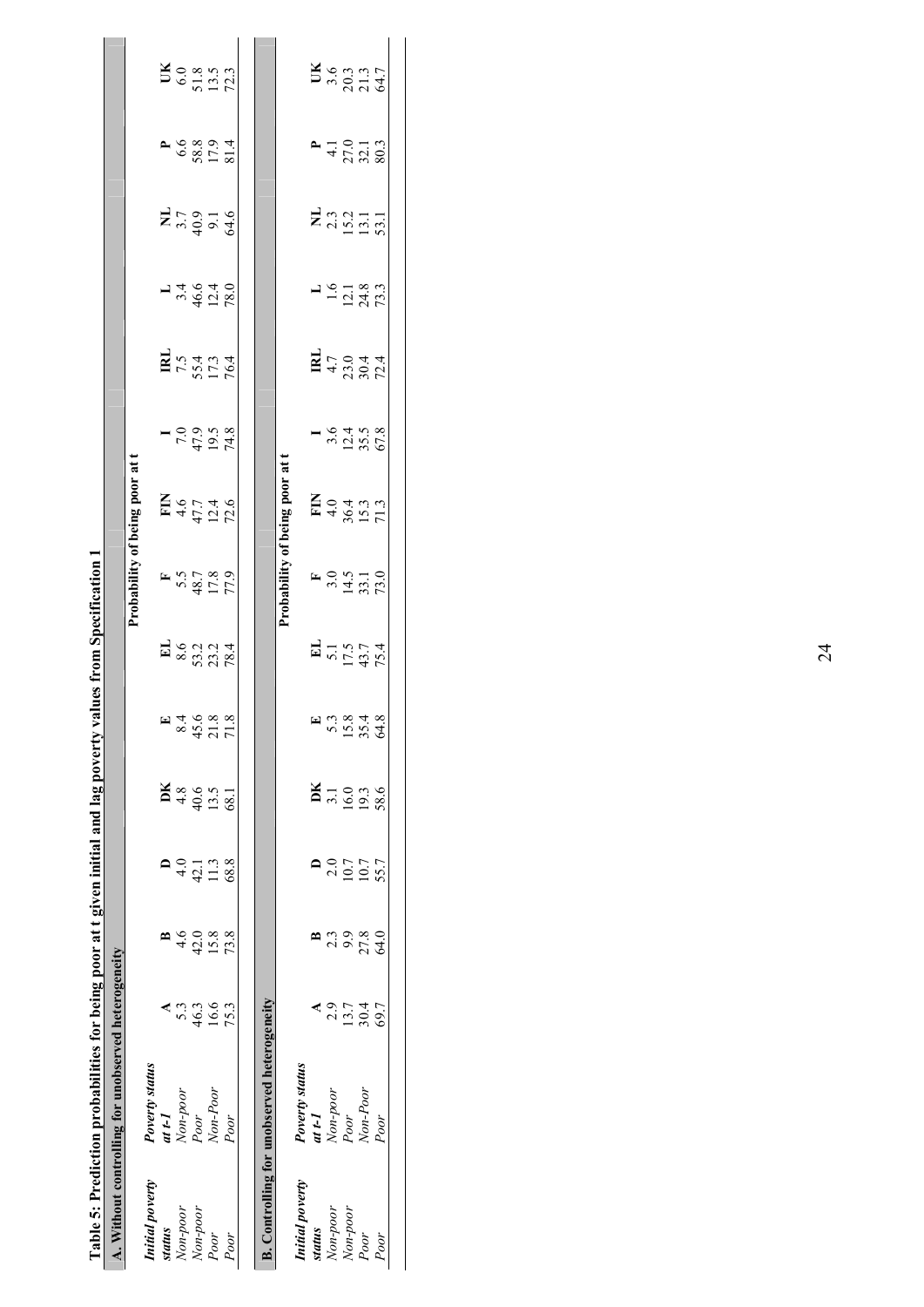**Table 5: Prediction probabilities for being poor at t given initial and lag poverty values from Specification 1**

**A. Without controlling for unobserved heterogeneity**

| | | Probability of being poor at t | | | | | | | | | | | | | |
|---|---|---|---|---|---|---|---|---|---|---|---|---|---|---|---|
| ***Initial poverty status*** | ***Poverty status at t-1*** | **A** | **B** | **D** | **DK** | **E** | **EL** | **F** | **FIN** | **I** | **IRL** | **L** | **NL** | **P** | **UK** |
| *Non-poor* | *Non-poor* | 5.3 | 4.6 | 4.0 | 4.8 | 8.4 | 8.6 | 5.5 | 4.6 | 7.0 | 7.5 | 3.4 | 3.7 | 6.6 | 6.0 |
| *Non-poor* | *Poor* | 46.3 | 42.0 | 42.1 | 40.6 | 45.6 | 53.2 | 48.7 | 47.7 | 47.9 | 55.4 | 46.6 | 40.9 | 58.8 | 51.8 |
| *Poor* | *Non-Poor* | 16.6 | 15.8 | 11.3 | 13.5 | 21.8 | 23.2 | 17.8 | 12.4 | 19.5 | 17.3 | 12.4 | 9.1 | 17.9 | 13.5 |
| *Poor* | *Poor* | 75.3 | 73.8 | 68.8 | 68.1 | 71.8 | 78.4 | 77.9 | 72.6 | 74.8 | 76.4 | 78.0 | 64.6 | 81.4 | 72.3 |

**B. Controlling for unobserved heterogeneity**

| | | Probability of being poor at t | | | | | | | | | | | | | |
|---|---|---|---|---|---|---|---|---|---|---|---|---|---|---|---|
| ***Initial poverty status*** | ***Poverty status at t-1*** | **A** | **B** | **D** | **DK** | **E** | **EL** | **F** | **FIN** | **I** | **IRL** | **L** | **NL** | **P** | **UK** |
| *Non-poor* | *Non-poor* | 2.9 | 2.3 | 2.0 | 3.1 | 5.3 | 5.1 | 3.0 | 4.0 | 3.6 | 4.7 | 1.6 | 2.3 | 4.1 | 3.6 |
| *Non-poor* | *Poor* | 13.7 | 9.9 | 10.7 | 16.0 | 15.8 | 17.5 | 14.5 | 36.4 | 12.4 | 23.0 | 12.1 | 15.2 | 27.0 | 20.3 |
| *Poor* | *Non-Poor* | 30.4 | 27.8 | 10.7 | 19.3 | 35.4 | 43.7 | 33.1 | 15.3 | 35.5 | 30.4 | 24.8 | 13.1 | 32.1 | 21.3 |
| *Poor* | *Poor* | 69.7 | 64.0 | 55.7 | 58.6 | 64.8 | 75.4 | 73.0 | 71.3 | 67.8 | 72.4 | 73.3 | 53.1 | 80.3 | 64.7 |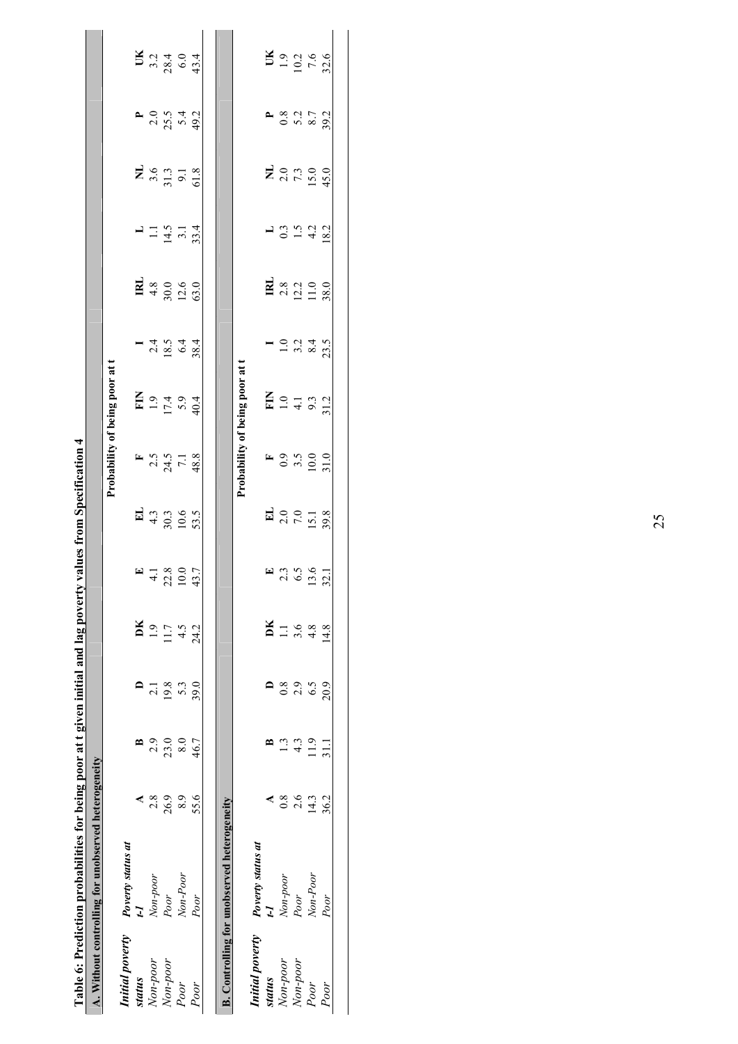**Table 6: Prediction probabilities for being poor at t given initial and lag poverty values from Specification 4**

**A. Without controlling for unobserved heterogeneity**

| *Initial poverty status* | *Poverty status at t-1* | A | B | D | DK | E | EL | F | FIN | I | IRL | L | NL | P | UK |
|---|---|---|---|---|---|---|---|---|---|---|---|---|---|---|---|
| | | Probability of being poor at t | | | | | | | | | | | | | |
| *Non-poor* | *Non-poor* | 2.8 | 2.9 | 2.1 | 1.9 | 4.1 | 4.3 | 2.5 | 1.9 | 2.4 | 4.8 | 1.1 | 3.6 | 2.0 | 3.2 |
| *Non-poor* | *Poor* | 26.9 | 23.0 | 19.8 | 11.7 | 22.8 | 30.3 | 24.5 | 17.4 | 18.5 | 30.0 | 14.5 | 31.3 | 25.5 | 28.4 |
| *Poor* | *Non-Poor* | 8.9 | 8.0 | 5.3 | 4.5 | 10.0 | 10.6 | 7.1 | 5.9 | 6.4 | 12.6 | 3.1 | 9.1 | 5.4 | 6.0 |
| *Poor* | *Poor* | 55.6 | 46.7 | 39.0 | 24.2 | 43.7 | 53.5 | 48.8 | 40.4 | 38.4 | 63.0 | 33.4 | 61.8 | 49.2 | 43.4 |

**B. Controlling for unobserved heterogeneity**

| *Initial poverty status* | *Poverty status at t-1* | A | B | D | DK | E | EL | F | FIN | I | IRL | L | NL | P | UK |
|---|---|---|---|---|---|---|---|---|---|---|---|---|---|---|---|
| | | Probability of being poor at t | | | | | | | | | | | | | |
| *Non-poor* | *Non-poor* | 0.8 | 1.3 | 0.8 | 1.1 | 2.3 | 2.0 | 0.9 | 1.0 | 1.0 | 2.8 | 0.3 | 2.0 | 0.8 | 1.9 |
| *Non-poor* | *Poor* | 2.6 | 4.3 | 2.9 | 3.6 | 6.5 | 7.0 | 3.5 | 4.1 | 3.2 | 12.2 | 1.5 | 7.3 | 5.2 | 10.2 |
| *Poor* | *Non-Poor* | 14.3 | 11.9 | 6.5 | 4.8 | 13.6 | 15.1 | 10.0 | 9.3 | 8.4 | 11.0 | 4.2 | 15.0 | 8.7 | 7.6 |
| *Poor* | *Poor* | 36.2 | 31.1 | 20.9 | 14.8 | 32.1 | 39.8 | 31.0 | 31.2 | 23.5 | 38.0 | 18.2 | 45.0 | 39.2 | 32.6 |